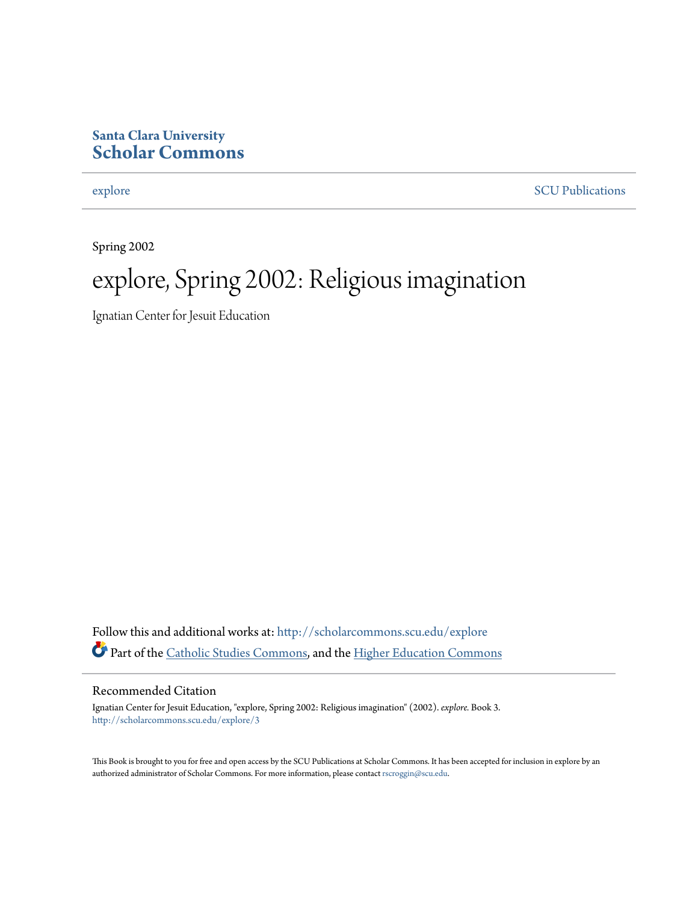Santa Clara University
**Scholar Commons**

explore

SCU Publications

Spring 2002

# explore, Spring 2002: Religious imagination

Ignatian Center for Jesuit Education

Follow this and additional works at: http://scholarcommons.scu.edu/explore

Part of the Catholic Studies Commons, and the Higher Education Commons

## Recommended Citation

Ignatian Center for Jesuit Education, "explore, Spring 2002: Religious imagination" (2002). *explore.* Book 3.
http://scholarcommons.scu.edu/explore/3

This Book is brought to you for free and open access by the SCU Publications at Scholar Commons. It has been accepted for inclusion in explore by an authorized administrator of Scholar Commons. For more information, please contact rscroggin@scu.edu.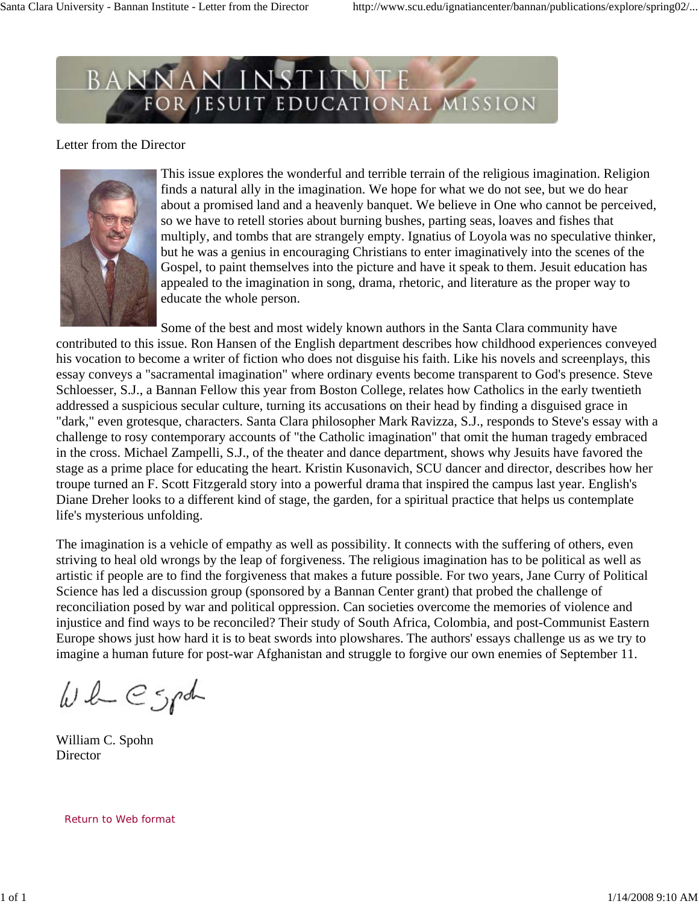# BANNAN INSTITUTE FOR JESUIT EDUCATIONAL MISSION

Letter from the Director

This issue explores the wonderful and terrible terrain of the religious imagination. Religion finds a natural ally in the imagination. We hope for what we do not see, but we do hear about a promised land and a heavenly banquet. We believe in One who cannot be perceived, so we have to retell stories about burning bushes, parting seas, loaves and fishes that multiply, and tombs that are strangely empty. Ignatius of Loyola was no speculative thinker, but he was a genius in encouraging Christians to enter imaginatively into the scenes of the Gospel, to paint themselves into the picture and have it speak to them. Jesuit education has appealed to the imagination in song, drama, rhetoric, and literature as the proper way to educate the whole person.

Some of the best and most widely known authors in the Santa Clara community have contributed to this issue. Ron Hansen of the English department describes how childhood experiences conveyed his vocation to become a writer of fiction who does not disguise his faith. Like his novels and screenplays, this essay conveys a "sacramental imagination" where ordinary events become transparent to God's presence. Steve Schloesser, S.J., a Bannan Fellow this year from Boston College, relates how Catholics in the early twentieth addressed a suspicious secular culture, turning its accusations on their head by finding a disguised grace in "dark," even grotesque, characters. Santa Clara philosopher Mark Ravizza, S.J., responds to Steve's essay with a challenge to rosy contemporary accounts of "the Catholic imagination" that omit the human tragedy embraced in the cross. Michael Zampelli, S.J., of the theater and dance department, shows why Jesuits have favored the stage as a prime place for educating the heart. Kristin Kusonavich, SCU dancer and director, describes how her troupe turned an F. Scott Fitzgerald story into a powerful drama that inspired the campus last year. English's Diane Dreher looks to a different kind of stage, the garden, for a spiritual practice that helps us contemplate life's mysterious unfolding.

The imagination is a vehicle of empathy as well as possibility. It connects with the suffering of others, even striving to heal old wrongs by the leap of forgiveness. The religious imagination has to be political as well as artistic if people are to find the forgiveness that makes a future possible. For two years, Jane Curry of Political Science has led a discussion group (sponsored by a Bannan Center grant) that probed the challenge of reconciliation posed by war and political oppression. Can societies overcome the memories of violence and injustice and find ways to be reconciled? Their study of South Africa, Colombia, and post-Communist Eastern Europe shows just how hard it is to beat swords into plowshares. The authors' essays challenge us as we try to imagine a human future for post-war Afghanistan and struggle to forgive our own enemies of September 11.

William C. Spohn
Director

Return to Web format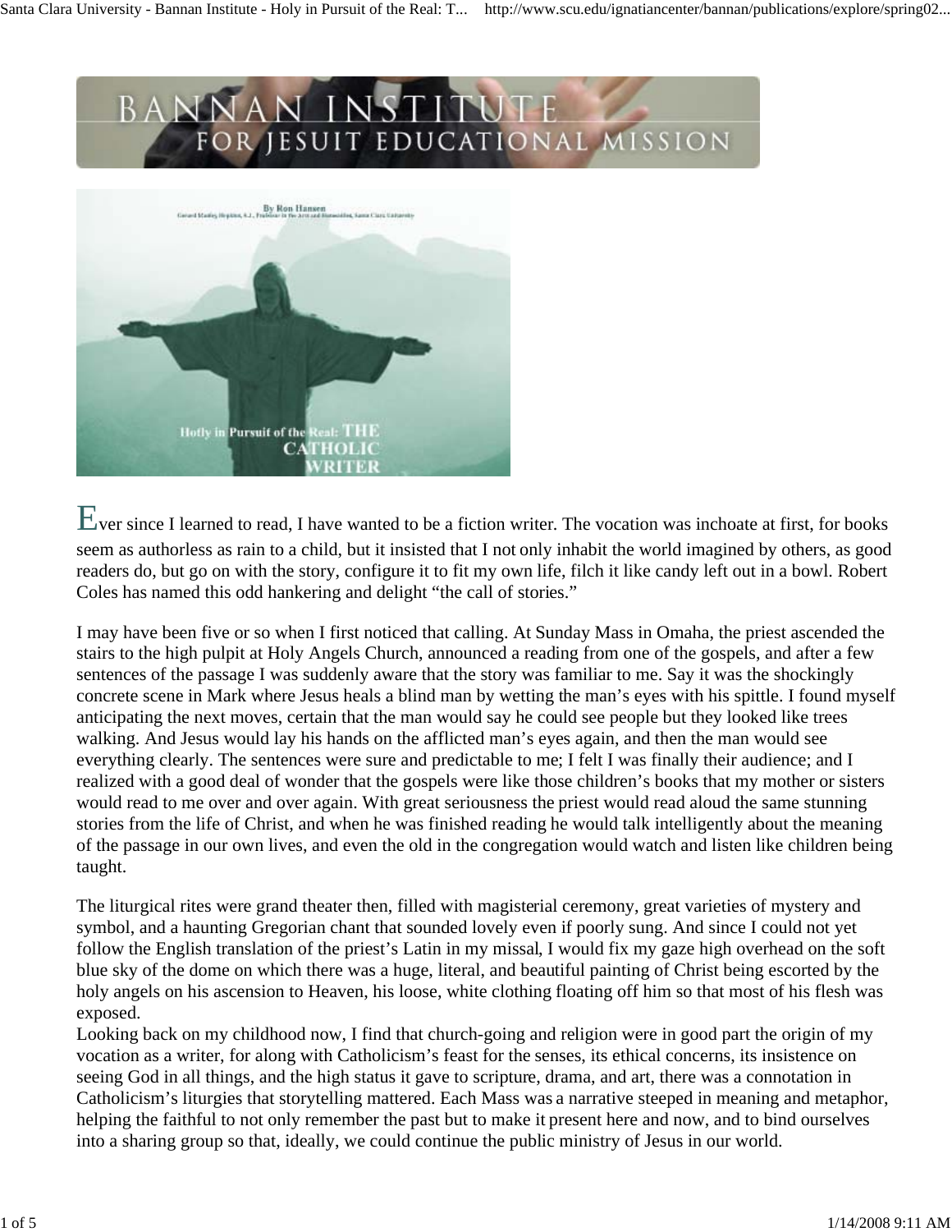BANNAN INSTITUTE FOR JESUIT EDUCATIONAL MISSION

By Ron Hansen
Gerard Manley Hopkins, S.J., Professor in the Arts and Humanities, Santa Clara University

# Holy in Pursuit of the Real: THE CATHOLIC WRITER

Ever since I learned to read, I have wanted to be a fiction writer. The vocation was inchoate at first, for books seem as authorless as rain to a child, but it insisted that I not only inhabit the world imagined by others, as good readers do, but go on with the story, configure it to fit my own life, filch it like candy left out in a bowl. Robert Coles has named this odd hankering and delight "the call of stories."

I may have been five or so when I first noticed that calling. At Sunday Mass in Omaha, the priest ascended the stairs to the high pulpit at Holy Angels Church, announced a reading from one of the gospels, and after a few sentences of the passage I was suddenly aware that the story was familiar to me. Say it was the shockingly concrete scene in Mark where Jesus heals a blind man by wetting the man's eyes with his spittle. I found myself anticipating the next moves, certain that the man would say he could see people but they looked like trees walking. And Jesus would lay his hands on the afflicted man's eyes again, and then the man would see everything clearly. The sentences were sure and predictable to me; I felt I was finally their audience; and I realized with a good deal of wonder that the gospels were like those children's books that my mother or sisters would read to me over and over again. With great seriousness the priest would read aloud the same stunning stories from the life of Christ, and when he was finished reading he would talk intelligently about the meaning of the passage in our own lives, and even the old in the congregation would watch and listen like children being taught.

The liturgical rites were grand theater then, filled with magisterial ceremony, great varieties of mystery and symbol, and a haunting Gregorian chant that sounded lovely even if poorly sung. And since I could not yet follow the English translation of the priest's Latin in my missal, I would fix my gaze high overhead on the soft blue sky of the dome on which there was a huge, literal, and beautiful painting of Christ being escorted by the holy angels on his ascension to Heaven, his loose, white clothing floating off him so that most of his flesh was exposed.

Looking back on my childhood now, I find that church-going and religion were in good part the origin of my vocation as a writer, for along with Catholicism's feast for the senses, its ethical concerns, its insistence on seeing God in all things, and the high status it gave to scripture, drama, and art, there was a connotation in Catholicism's liturgies that storytelling mattered. Each Mass was a narrative steeped in meaning and metaphor, helping the faithful to not only remember the past but to make it present here and now, and to bind ourselves into a sharing group so that, ideally, we could continue the public ministry of Jesus in our world.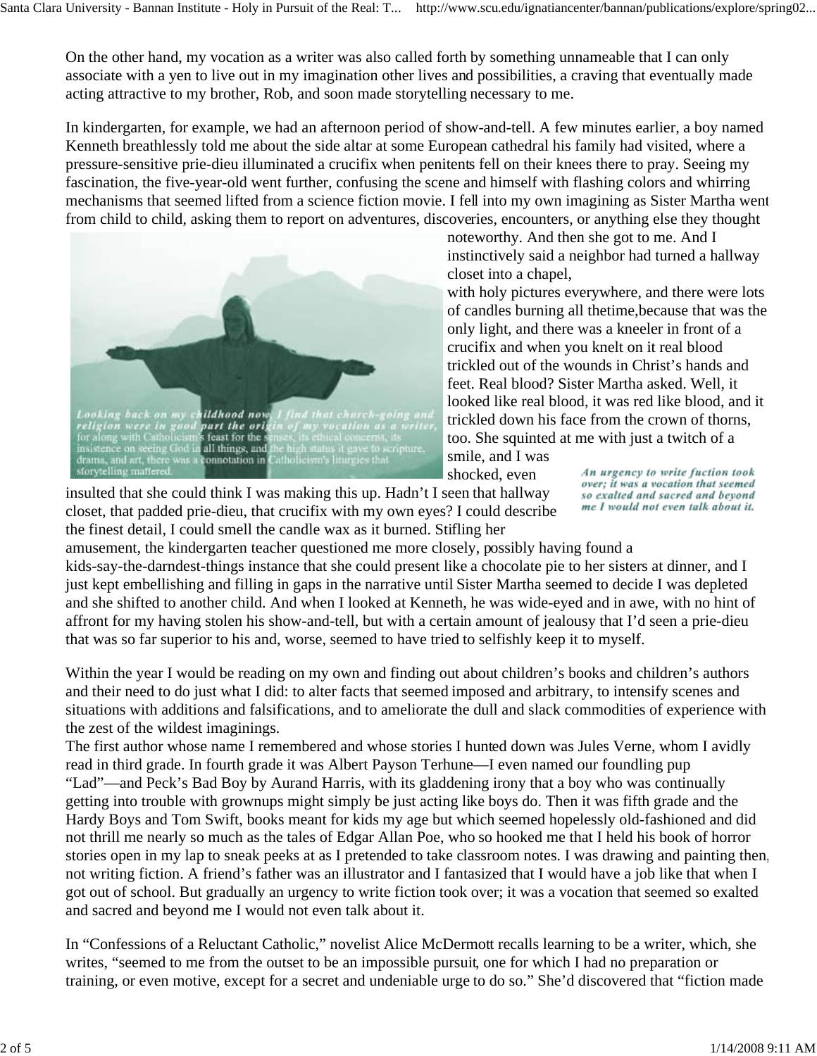On the other hand, my vocation as a writer was also called forth by something unnameable that I can only associate with a yen to live out in my imagination other lives and possibilities, a craving that eventually made acting attractive to my brother, Rob, and soon made storytelling necessary to me.

In kindergarten, for example, we had an afternoon period of show-and-tell. A few minutes earlier, a boy named Kenneth breathlessly told me about the side altar at some European cathedral his family had visited, where a pressure-sensitive prie-dieu illuminated a crucifix when penitents fell on their knees there to pray. Seeing my fascination, the five-year-old went further, confusing the scene and himself with flashing colors and whirring mechanisms that seemed lifted from a science fiction movie. I fell into my own imagining as Sister Martha went from child to child, asking them to report on adventures, discoveries, encounters, or anything else they thought noteworthy. And then she got to me. And I instinctively said a neighbor had turned a hallway closet into a chapel, with holy pictures everywhere, and there were lots of candles burning all thetime,because that was the only light, and there was a kneeler in front of a crucifix and when you knelt on it real blood trickled out of the wounds in Christ's hands and feet. Real blood? Sister Martha asked. Well, it looked like real blood, it was red like blood, and it trickled down his face from the crown of thorns, too. She squinted at me with just a twitch of a smile, and I was shocked, even insulted that she could think I was making this up. Hadn't I seen that hallway closet, that padded prie-dieu, that crucifix with my own eyes? I could describe the finest detail, I could smell the candle wax as it burned. Stifling her amusement, the kindergarten teacher questioned me more closely, possibly having found a kids-say-the-darndest-things instance that she could present like a chocolate pie to her sisters at dinner, and I just kept embellishing and filling in gaps in the narrative until Sister Martha seemed to decide I was depleted and she shifted to another child. And when I looked at Kenneth, he was wide-eyed and in awe, with no hint of affront for my having stolen his show-and-tell, but with a certain amount of jealousy that I'd seen a prie-dieu that was so far superior to his and, worse, seemed to have tried to selfishly keep it to myself.

*Looking back on my childhood now, I find that church-going and religion were in good part the origin of my vocation as a writer, for along with Catholicism's feast for the senses, its ethical concerns, its insistence on seeing God in all things, and the high status it gave to scripture, drama, and art, there was a connotation in Catholicism's liturgies that storytelling mattered.*

*An urgency to write fuction took over; it was a vocation that seemed so exalted and sacred and beyond me I would not even talk about it.*

Within the year I would be reading on my own and finding out about children's books and children's authors and their need to do just what I did: to alter facts that seemed imposed and arbitrary, to intensify scenes and situations with additions and falsifications, and to ameliorate the dull and slack commodities of experience with the zest of the wildest imaginings.

The first author whose name I remembered and whose stories I hunted down was Jules Verne, whom I avidly read in third grade. In fourth grade it was Albert Payson Terhune—I even named our foundling pup "Lad"—and Peck's Bad Boy by Aurand Harris, with its gladdening irony that a boy who was continually getting into trouble with grownups might simply be just acting like boys do. Then it was fifth grade and the Hardy Boys and Tom Swift, books meant for kids my age but which seemed hopelessly old-fashioned and did not thrill me nearly so much as the tales of Edgar Allan Poe, who so hooked me that I held his book of horror stories open in my lap to sneak peeks at as I pretended to take classroom notes. I was drawing and painting then, not writing fiction. A friend's father was an illustrator and I fantasized that I would have a job like that when I got out of school. But gradually an urgency to write fiction took over; it was a vocation that seemed so exalted and sacred and beyond me I would not even talk about it.

In "Confessions of a Reluctant Catholic," novelist Alice McDermott recalls learning to be a writer, which, she writes, "seemed to me from the outset to be an impossible pursuit, one for which I had no preparation or training, or even motive, except for a secret and undeniable urge to do so." She'd discovered that "fiction made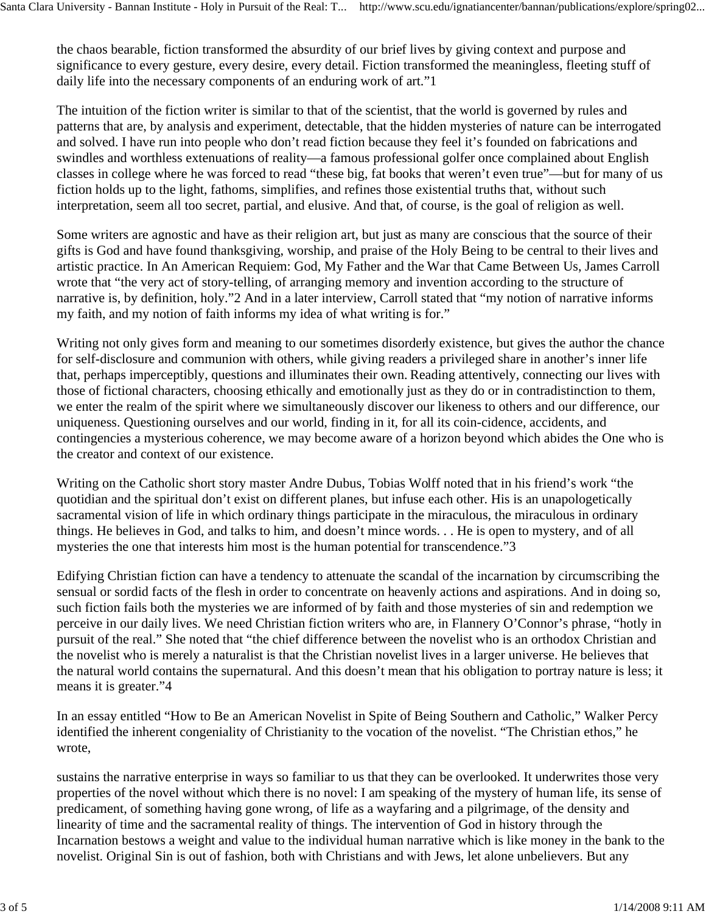the chaos bearable, fiction transformed the absurdity of our brief lives by giving context and purpose and significance to every gesture, every desire, every detail. Fiction transformed the meaningless, fleeting stuff of daily life into the necessary components of an enduring work of art."1

The intuition of the fiction writer is similar to that of the scientist, that the world is governed by rules and patterns that are, by analysis and experiment, detectable, that the hidden mysteries of nature can be interrogated and solved. I have run into people who don't read fiction because they feel it's founded on fabrications and swindles and worthless extenuations of reality—a famous professional golfer once complained about English classes in college where he was forced to read "these big, fat books that weren't even true"—but for many of us fiction holds up to the light, fathoms, simplifies, and refines those existential truths that, without such interpretation, seem all too secret, partial, and elusive. And that, of course, is the goal of religion as well.

Some writers are agnostic and have as their religion art, but just as many are conscious that the source of their gifts is God and have found thanksgiving, worship, and praise of the Holy Being to be central to their lives and artistic practice. In An American Requiem: God, My Father and the War that Came Between Us, James Carroll wrote that "the very act of story-telling, of arranging memory and invention according to the structure of narrative is, by definition, holy."2 And in a later interview, Carroll stated that "my notion of narrative informs my faith, and my notion of faith informs my idea of what writing is for."

Writing not only gives form and meaning to our sometimes disorderly existence, but gives the author the chance for self-disclosure and communion with others, while giving readers a privileged share in another's inner life that, perhaps imperceptibly, questions and illuminates their own. Reading attentively, connecting our lives with those of fictional characters, choosing ethically and emotionally just as they do or in contradistinction to them, we enter the realm of the spirit where we simultaneously discover our likeness to others and our difference, our uniqueness. Questioning ourselves and our world, finding in it, for all its coin-cidence, accidents, and contingencies a mysterious coherence, we may become aware of a horizon beyond which abides the One who is the creator and context of our existence.

Writing on the Catholic short story master Andre Dubus, Tobias Wolff noted that in his friend's work "the quotidian and the spiritual don't exist on different planes, but infuse each other. His is an unapologetically sacramental vision of life in which ordinary things participate in the miraculous, the miraculous in ordinary things. He believes in God, and talks to him, and doesn't mince words. . . He is open to mystery, and of all mysteries the one that interests him most is the human potential for transcendence."3

Edifying Christian fiction can have a tendency to attenuate the scandal of the incarnation by circumscribing the sensual or sordid facts of the flesh in order to concentrate on heavenly actions and aspirations. And in doing so, such fiction fails both the mysteries we are informed of by faith and those mysteries of sin and redemption we perceive in our daily lives. We need Christian fiction writers who are, in Flannery O'Connor's phrase, "hotly in pursuit of the real." She noted that "the chief difference between the novelist who is an orthodox Christian and the novelist who is merely a naturalist is that the Christian novelist lives in a larger universe. He believes that the natural world contains the supernatural. And this doesn't mean that his obligation to portray nature is less; it means it is greater."4

In an essay entitled "How to Be an American Novelist in Spite of Being Southern and Catholic," Walker Percy identified the inherent congeniality of Christianity to the vocation of the novelist. "The Christian ethos," he wrote,

sustains the narrative enterprise in ways so familiar to us that they can be overlooked. It underwrites those very properties of the novel without which there is no novel: I am speaking of the mystery of human life, its sense of predicament, of something having gone wrong, of life as a wayfaring and a pilgrimage, of the density and linearity of time and the sacramental reality of things. The intervention of God in history through the Incarnation bestows a weight and value to the individual human narrative which is like money in the bank to the novelist. Original Sin is out of fashion, both with Christians and with Jews, let alone unbelievers. But any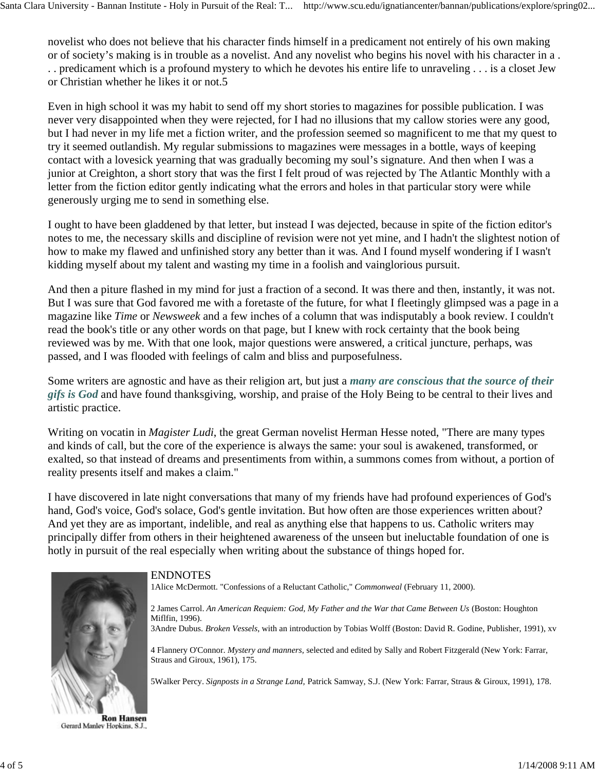novelist who does not believe that his character finds himself in a predicament not entirely of his own making or of society's making is in trouble as a novelist. And any novelist who begins his novel with his character in a . . . predicament which is a profound mystery to which he devotes his entire life to unraveling . . . is a closet Jew or Christian whether he likes it or not.5

Even in high school it was my habit to send off my short stories to magazines for possible publication. I was never very disappointed when they were rejected, for I had no illusions that my callow stories were any good, but I had never in my life met a fiction writer, and the profession seemed so magnificent to me that my quest to try it seemed outlandish. My regular submissions to magazines were messages in a bottle, ways of keeping contact with a lovesick yearning that was gradually becoming my soul's signature. And then when I was a junior at Creighton, a short story that was the first I felt proud of was rejected by The Atlantic Monthly with a letter from the fiction editor gently indicating what the errors and holes in that particular story were while generously urging me to send in something else.

I ought to have been gladdened by that letter, but instead I was dejected, because in spite of the fiction editor's notes to me, the necessary skills and discipline of revision were not yet mine, and I hadn't the slightest notion of how to make my flawed and unfinished story any better than it was. And I found myself wondering if I wasn't kidding myself about my talent and wasting my time in a foolish and vainglorious pursuit.

And then a piture flashed in my mind for just a fraction of a second. It was there and then, instantly, it was not. But I was sure that God favored me with a foretaste of the future, for what I fleetingly glimpsed was a page in a magazine like *Time* or *Newsweek* and a few inches of a column that was indisputably a book review. I couldn't read the book's title or any other words on that page, but I knew with rock certainty that the book being reviewed was by me. With that one look, major questions were answered, a critical juncture, perhaps, was passed, and I was flooded with feelings of calm and bliss and purposefulness.

Some writers are agnostic and have as their religion art, but just a ***many are conscious that the source of their gifs is God*** and have found thanksgiving, worship, and praise of the Holy Being to be central to their lives and artistic practice.

Writing on vocatin in *Magister Ludi*, the great German novelist Herman Hesse noted, "There are many types and kinds of call, but the core of the experience is always the same: your soul is awakened, transformed, or exalted, so that instead of dreams and presentiments from within, a summons comes from without, a portion of reality presents itself and makes a claim."

I have discovered in late night conversations that many of my friends have had profound experiences of God's hand, God's voice, God's solace, God's gentle invitation. But how often are those experiences written about? And yet they are as important, indelible, and real as anything else that happens to us. Catholic writers may principally differ from others in their heightened awareness of the unseen but ineluctable foundation of one is hotly in pursuit of the real especially when writing about the substance of things hoped for.

ENDNOTES

1Alice McDermott. "Confessions of a Reluctant Catholic," *Commonweal* (February 11, 2000).

2 James Carrol. *An American Requiem: God, My Father and the War that Came Between Us* (Boston: Houghton Miflfin, 1996).

3Andre Dubus. *Broken Vessels*, with an introduction by Tobias Wolff (Boston: David R. Godine, Publisher, 1991), xv

4 Flannery O'Connor. *Mystery and manners*, selected and edited by Sally and Robert Fitzgerald (New York: Farrar, Straus and Giroux, 1961), 175.

5Walker Percy. *Signposts in a Strange Land*, Patrick Samway, S.J. (New York: Farrar, Straus & Giroux, 1991), 178.

**Ron Hansen**
Gerard Manley Hopkins, S.J.,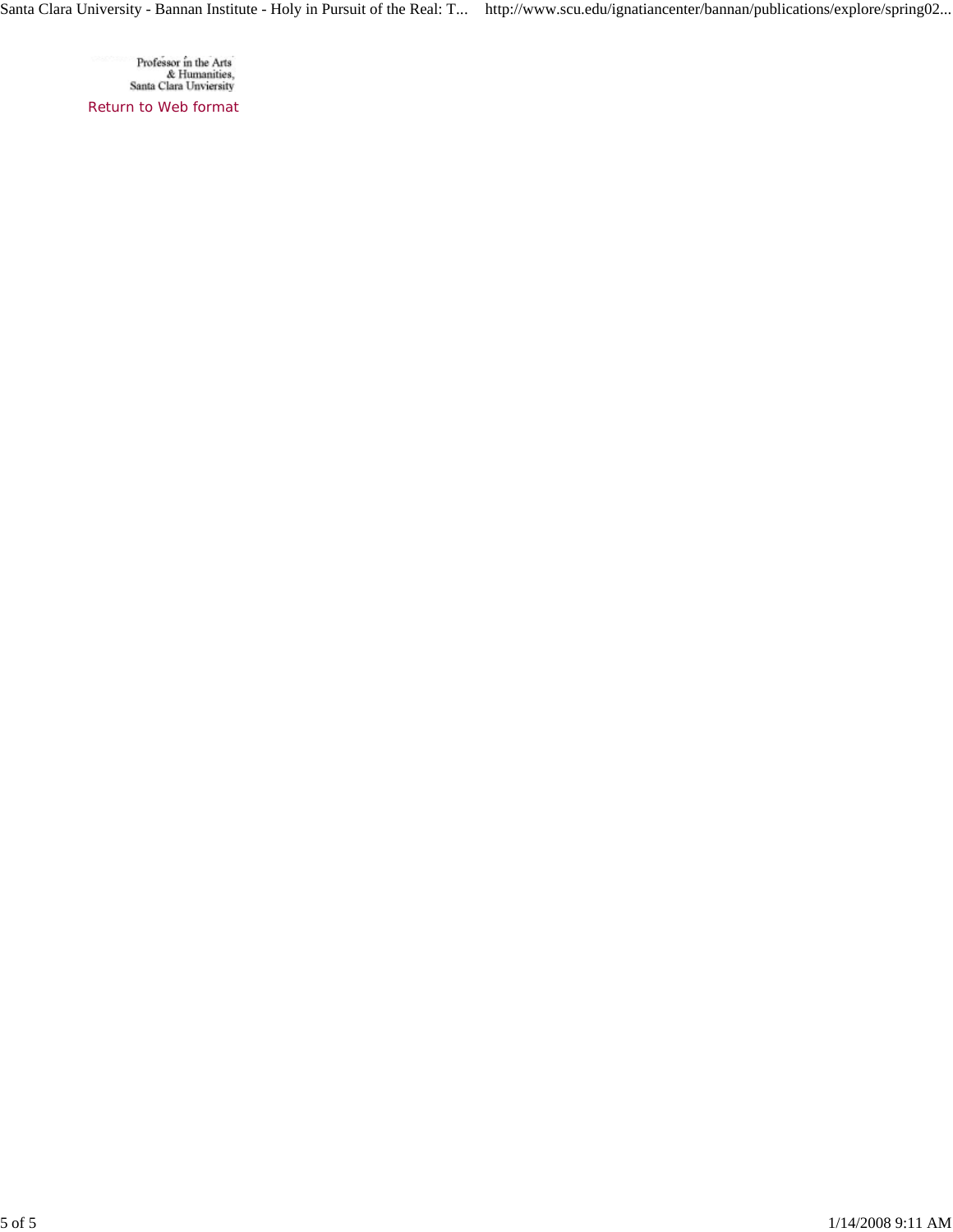Professor in the Arts
& Humanities,
Santa Clara Unviersity

Return to Web format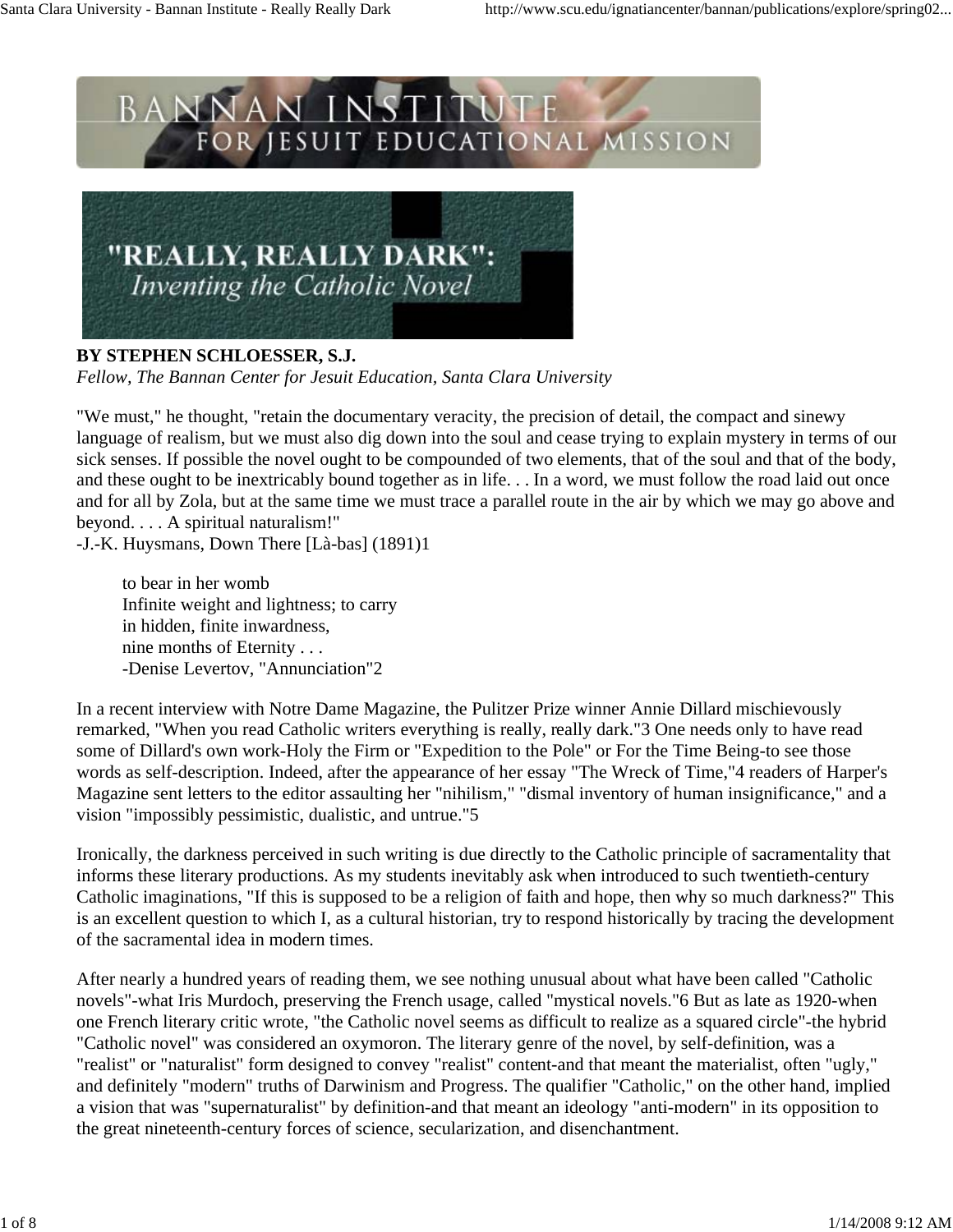# "REALLY, REALLY DARK": *Inventing the Catholic Novel*

**BY STEPHEN SCHLOESSER, S.J.**
*Fellow, The Bannan Center for Jesuit Education, Santa Clara University*

"We must," he thought, "retain the documentary veracity, the precision of detail, the compact and sinewy language of realism, but we must also dig down into the soul and cease trying to explain mystery in terms of our sick senses. If possible the novel ought to be compounded of two elements, that of the soul and that of the body, and these ought to be inextricably bound together as in life. . . In a word, we must follow the road laid out once and for all by Zola, but at the same time we must trace a parallel route in the air by which we may go above and beyond. . . . A spiritual naturalism!"
-J.-K. Huysmans, Down There [Là-bas] (1891)1

> to bear in her womb
> Infinite weight and lightness; to carry
> in hidden, finite inwardness,
> nine months of Eternity . . .
> -Denise Levertov, "Annunciation"2

In a recent interview with Notre Dame Magazine, the Pulitzer Prize winner Annie Dillard mischievously remarked, "When you read Catholic writers everything is really, really dark."3 One needs only to have read some of Dillard's own work-Holy the Firm or "Expedition to the Pole" or For the Time Being-to see those words as self-description. Indeed, after the appearance of her essay "The Wreck of Time,"4 readers of Harper's Magazine sent letters to the editor assaulting her "nihilism," "dismal inventory of human insignificance," and a vision "impossibly pessimistic, dualistic, and untrue."5

Ironically, the darkness perceived in such writing is due directly to the Catholic principle of sacramentality that informs these literary productions. As my students inevitably ask when introduced to such twentieth-century Catholic imaginations, "If this is supposed to be a religion of faith and hope, then why so much darkness?" This is an excellent question to which I, as a cultural historian, try to respond historically by tracing the development of the sacramental idea in modern times.

After nearly a hundred years of reading them, we see nothing unusual about what have been called "Catholic novels"-what Iris Murdoch, preserving the French usage, called "mystical novels."6 But as late as 1920-when one French literary critic wrote, "the Catholic novel seems as difficult to realize as a squared circle"-the hybrid "Catholic novel" was considered an oxymoron. The literary genre of the novel, by self-definition, was a "realist" or "naturalist" form designed to convey "realist" content-and that meant the materialist, often "ugly," and definitely "modern" truths of Darwinism and Progress. The qualifier "Catholic," on the other hand, implied a vision that was "supernaturalist" by definition-and that meant an ideology "anti-modern" in its opposition to the great nineteenth-century forces of science, secularization, and disenchantment.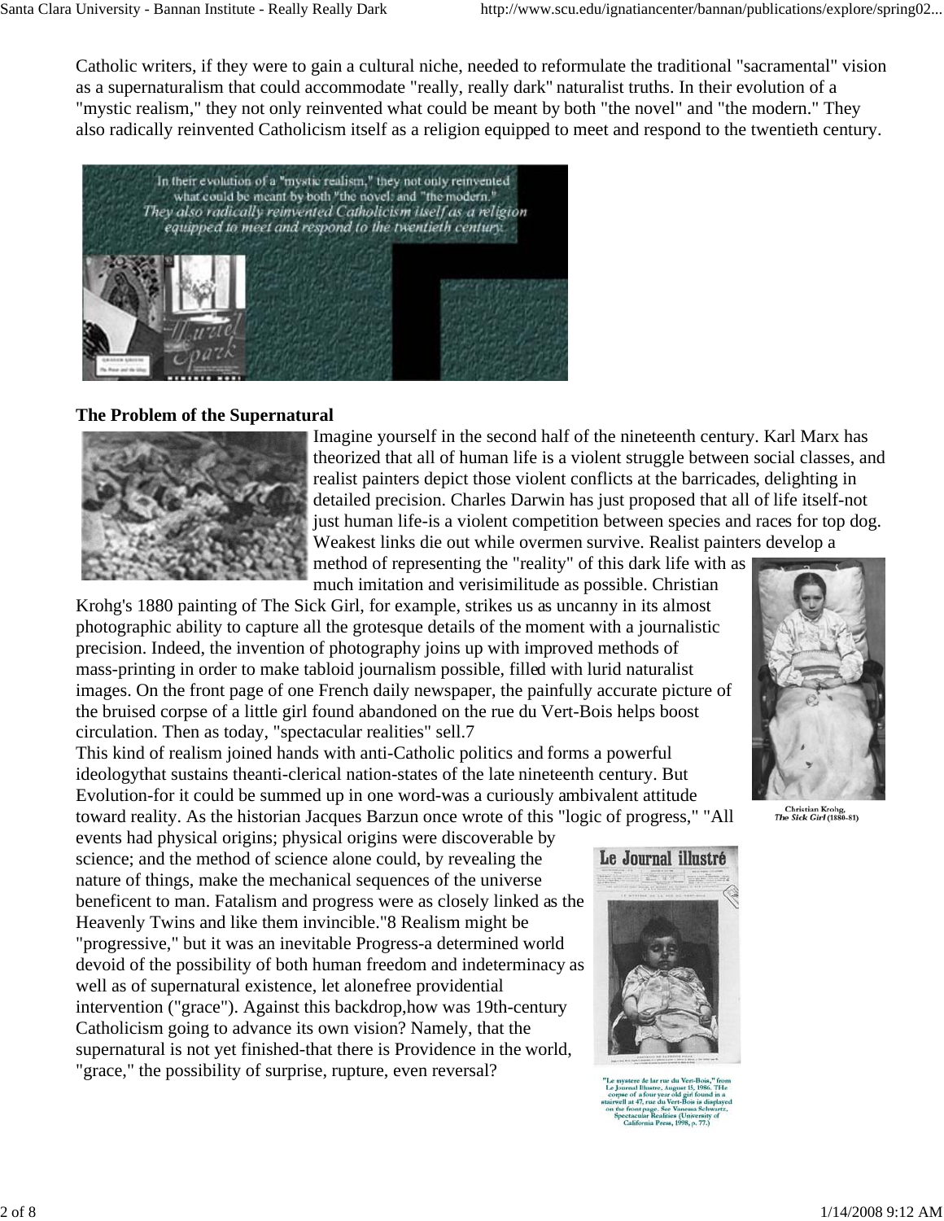Catholic writers, if they were to gain a cultural niche, needed to reformulate the traditional "sacramental" vision as a supernaturalism that could accommodate "really, really dark" naturalist truths. In their evolution of a "mystic realism," they not only reinvented what could be meant by both "the novel" and "the modern." They also radically reinvented Catholicism itself as a religion equipped to meet and respond to the twentieth century.

## The Problem of the Supernatural

Imagine yourself in the second half of the nineteenth century. Karl Marx has theorized that all of human life is a violent struggle between social classes, and realist painters depict those violent conflicts at the barricades, delighting in detailed precision. Charles Darwin has just proposed that all of life itself-not just human life-is a violent competition between species and races for top dog. Weakest links die out while overmen survive. Realist painters develop a method of representing the "reality" of this dark life with as much imitation and verisimilitude as possible. Christian Krohg's 1880 painting of The Sick Girl, for example, strikes us as uncanny in its almost photographic ability to capture all the grotesque details of the moment with a journalistic precision. Indeed, the invention of photography joins up with improved methods of mass-printing in order to make tabloid journalism possible, filled with lurid naturalist images. On the front page of one French daily newspaper, the painfully accurate picture of the bruised corpse of a little girl found abandoned on the rue du Vert-Bois helps boost circulation. Then as today, "spectacular realities" sell.7

Christian Krohg, *The Sick Girl* (1880-81)

This kind of realism joined hands with anti-Catholic politics and forms a powerful ideologythat sustains theanti-clerical nation-states of the late nineteenth century. But Evolution-for it could be summed up in one word-was a curiously ambivalent attitude toward reality. As the historian Jacques Barzun once wrote of this "logic of progress," "All events had physical origins; physical origins were discoverable by science; and the method of science alone could, by revealing the nature of things, make the mechanical sequences of the universe beneficent to man. Fatalism and progress were as closely linked as the Heavenly Twins and like them invincible."8 Realism might be "progressive," but it was an inevitable Progress-a determined world devoid of the possibility of both human freedom and indeterminacy as well as of supernatural existence, let alonefree providential intervention ("grace"). Against this backdrop,how was 19th-century Catholicism going to advance its own vision? Namely, that the supernatural is not yet finished-that there is Providence in the world, "grace," the possibility of surprise, rupture, even reversal?

"Le mystere de lar rue du Vert-Bois," from Le Journal Illustre, August 15, 1986. THe corpse of a four year old girl found in a stairwell at 47, rue du Vert-Bois is displayed on the front page. See Vanessa Schwartz, Spectacular Realities (University of California Press, 1998, p. 77.)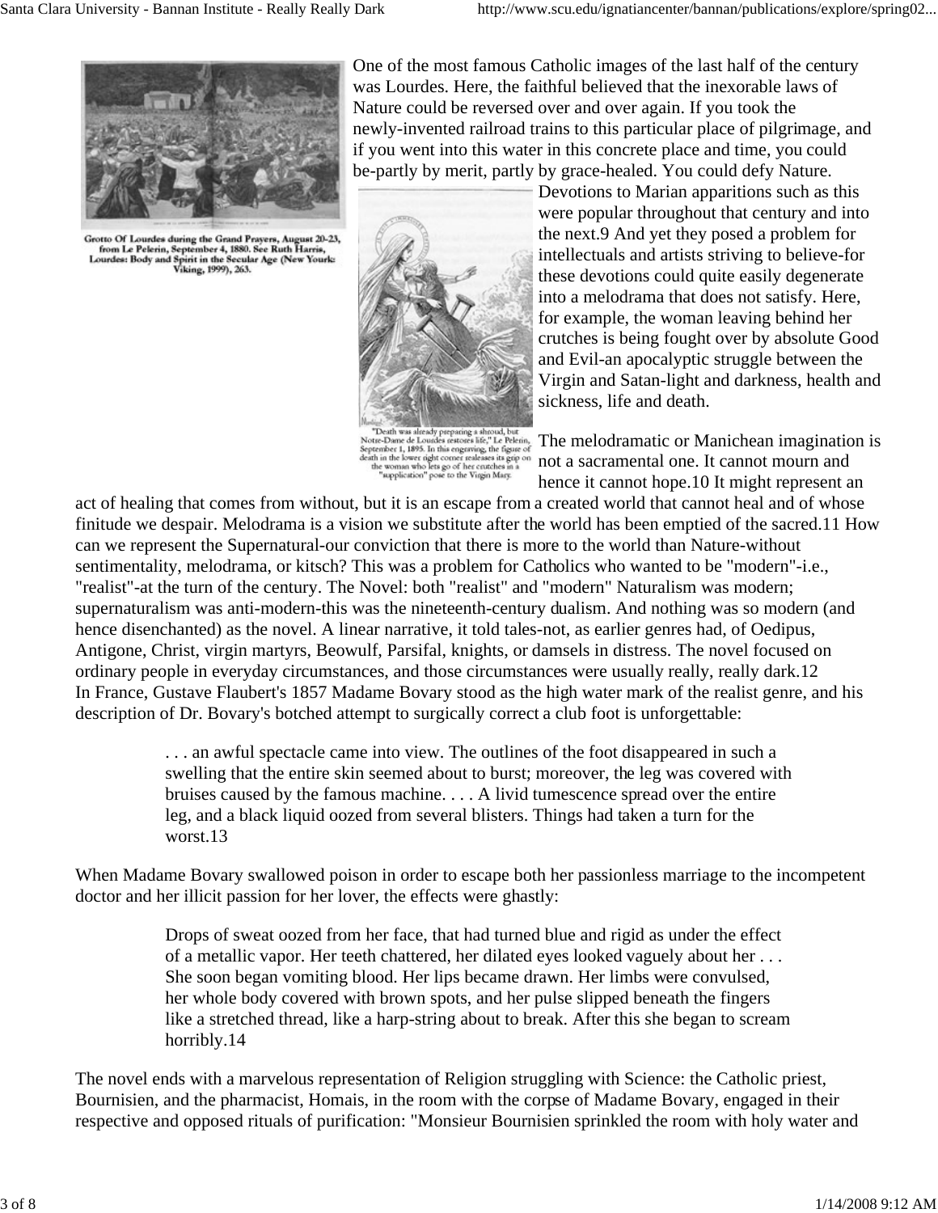Grotto Of Lourdes during the Grand Prayers, August 20-23, from Le Pelerin, September 4, 1880. See Ruth Harris, Lourdes: Body and Spirit in the Secular Age (New Yourk: Viking, 1999), 263.

One of the most famous Catholic images of the last half of the century was Lourdes. Here, the faithful believed that the inexorable laws of Nature could be reversed over and over again. If you took the newly-invented railroad trains to this particular place of pilgrimage, and if you went into this water in this concrete place and time, you could be-partly by merit, partly by grace-healed. You could defy Nature.

"Death was already preparing a shroud, but Notre-Dame de Lourdes restores life," Le Pelerin, September 1, 1895. In this engraving, the figure of death in the lower right corner realeases its grip on the woman who lets go of her crutches in a "supplication" pose to the Virgin Mary.

Devotions to Marian apparitions such as this were popular throughout that century and into the next.9 And yet they posed a problem for intellectuals and artists striving to believe-for these devotions could quite easily degenerate into a melodrama that does not satisfy. Here, for example, the woman leaving behind her crutches is being fought over by absolute Good and Evil-an apocalyptic struggle between the Virgin and Satan-light and darkness, health and sickness, life and death.

The melodramatic or Manichean imagination is not a sacramental one. It cannot mourn and hence it cannot hope.10 It might represent an act of healing that comes from without, but it is an escape from a created world that cannot heal and of whose finitude we despair. Melodrama is a vision we substitute after the world has been emptied of the sacred.11 How can we represent the Supernatural-our conviction that there is more to the world than Nature-without sentimentality, melodrama, or kitsch? This was a problem for Catholics who wanted to be "modern"-i.e., "realist"-at the turn of the century. The Novel: both "realist" and "modern" Naturalism was modern; supernaturalism was anti-modern-this was the nineteenth-century dualism. And nothing was so modern (and hence disenchanted) as the novel. A linear narrative, it told tales-not, as earlier genres had, of Oedipus, Antigone, Christ, virgin martyrs, Beowulf, Parsifal, knights, or damsels in distress. The novel focused on ordinary people in everyday circumstances, and those circumstances were usually really, really dark.12

In France, Gustave Flaubert's 1857 Madame Bovary stood as the high water mark of the realist genre, and his description of Dr. Bovary's botched attempt to surgically correct a club foot is unforgettable:

> . . . an awful spectacle came into view. The outlines of the foot disappeared in such a swelling that the entire skin seemed about to burst; moreover, the leg was covered with bruises caused by the famous machine. . . . A livid tumescence spread over the entire leg, and a black liquid oozed from several blisters. Things had taken a turn for the worst.13

When Madame Bovary swallowed poison in order to escape both her passionless marriage to the incompetent doctor and her illicit passion for her lover, the effects were ghastly:

> Drops of sweat oozed from her face, that had turned blue and rigid as under the effect of a metallic vapor. Her teeth chattered, her dilated eyes looked vaguely about her . . . She soon began vomiting blood. Her lips became drawn. Her limbs were convulsed, her whole body covered with brown spots, and her pulse slipped beneath the fingers like a stretched thread, like a harp-string about to break. After this she began to scream horribly.14

The novel ends with a marvelous representation of Religion struggling with Science: the Catholic priest, Bournisien, and the pharmacist, Homais, in the room with the corpse of Madame Bovary, engaged in their respective and opposed rituals of purification: "Monsieur Bournisien sprinkled the room with holy water and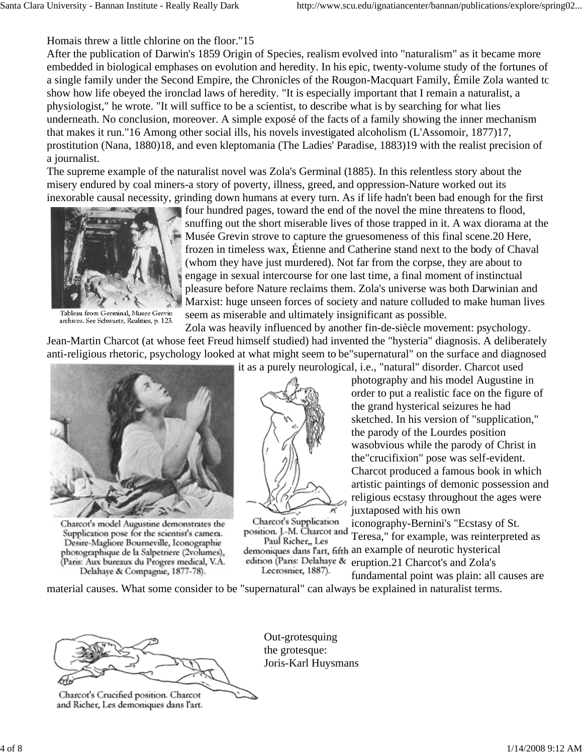Homais threw a little chlorine on the floor."15

After the publication of Darwin's 1859 Origin of Species, realism evolved into "naturalism" as it became more embedded in biological emphases on evolution and heredity. In his epic, twenty-volume study of the fortunes of a single family under the Second Empire, the Chronicles of the Rougon-Macquart Family, Émile Zola wanted to show how life obeyed the ironclad laws of heredity. "It is especially important that I remain a naturalist, a physiologist," he wrote. "It will suffice to be a scientist, to describe what is by searching for what lies underneath. No conclusion, moreover. A simple exposé of the facts of a family showing the inner mechanism that makes it run."16 Among other social ills, his novels investigated alcoholism (L'Assomoir, 1877)17, prostitution (Nana, 1880)18, and even kleptomania (The Ladies' Paradise, 1883)19 with the realist precision of a journalist.

The supreme example of the naturalist novel was Zola's Germinal (1885). In this relentless story about the misery endured by coal miners-a story of poverty, illness, greed, and oppression-Nature worked out its inexorable causal necessity, grinding down humans at every turn. As if life hadn't been bad enough for the first four hundred pages, toward the end of the novel the mine threatens to flood, snuffing out the short miserable lives of those trapped in it. A wax diorama at the Musée Grevin strove to capture the gruesomeness of this final scene.20 Here, frozen in timeless wax, Étienne and Catherine stand next to the body of Chaval (whom they have just murdered). Not far from the corpse, they are about to engage in sexual intercourse for one last time, a final moment of instinctual pleasure before Nature reclaims them. Zola's universe was both Darwinian and Marxist: huge unseen forces of society and nature colluded to make human lives seem as miserable and ultimately insignificant as possible.

Tableau from Germinal, Musee Grevin archives. See Schwartz, Realities, p. 123.

Zola was heavily influenced by another fin-de-siècle movement: psychology. Jean-Martin Charcot (at whose feet Freud himself studied) had invented the "hysteria" diagnosis. A deliberately anti-religious rhetoric, psychology looked at what might seem to be"supernatural" on the surface and diagnosed it as a purely neurological, i.e., "natural" disorder. Charcot used photography and his model Augustine in order to put a realistic face on the figure of the grand hysterical seizures he had sketched. In his version of "supplication," the parody of the Lourdes position wasobvious while the parody of Christ in the"crucifixion" pose was self-evident. Charcot produced a famous book in which artistic paintings of demonic possession and religious ecstasy throughout the ages were juxtaposed with his own iconography-Bernini's "Ecstasy of St. Teresa," for example, was reinterpreted as an example of neurotic hysterical eruption.21 Charcot's and Zola's fundamental point was plain: all causes are material causes. What some consider to be "supernatural" can always be explained in naturalist terms.

Charcot's model Augustine demonstrates the Supplication pose for the scientist's camera. Desire-Magliore Bourneville, Iconographie photographique de la Salpetriere (2volumes), (Paris: Aux bureaux du Progres medical, V.A. Delahaye & Compagnie, 1877-78).

Charcot's Supplication position. J.-M. Charcot and Paul Richer,, Les demoniques dans l'art, fifth edition (Paris: Delahaye & Lecrosnier, 1887).

Charcot's Crucified position. Charcot and Richer, Les demoniques dans l'art.

## Out-grotesquing the grotesque: Joris-Karl Huysmans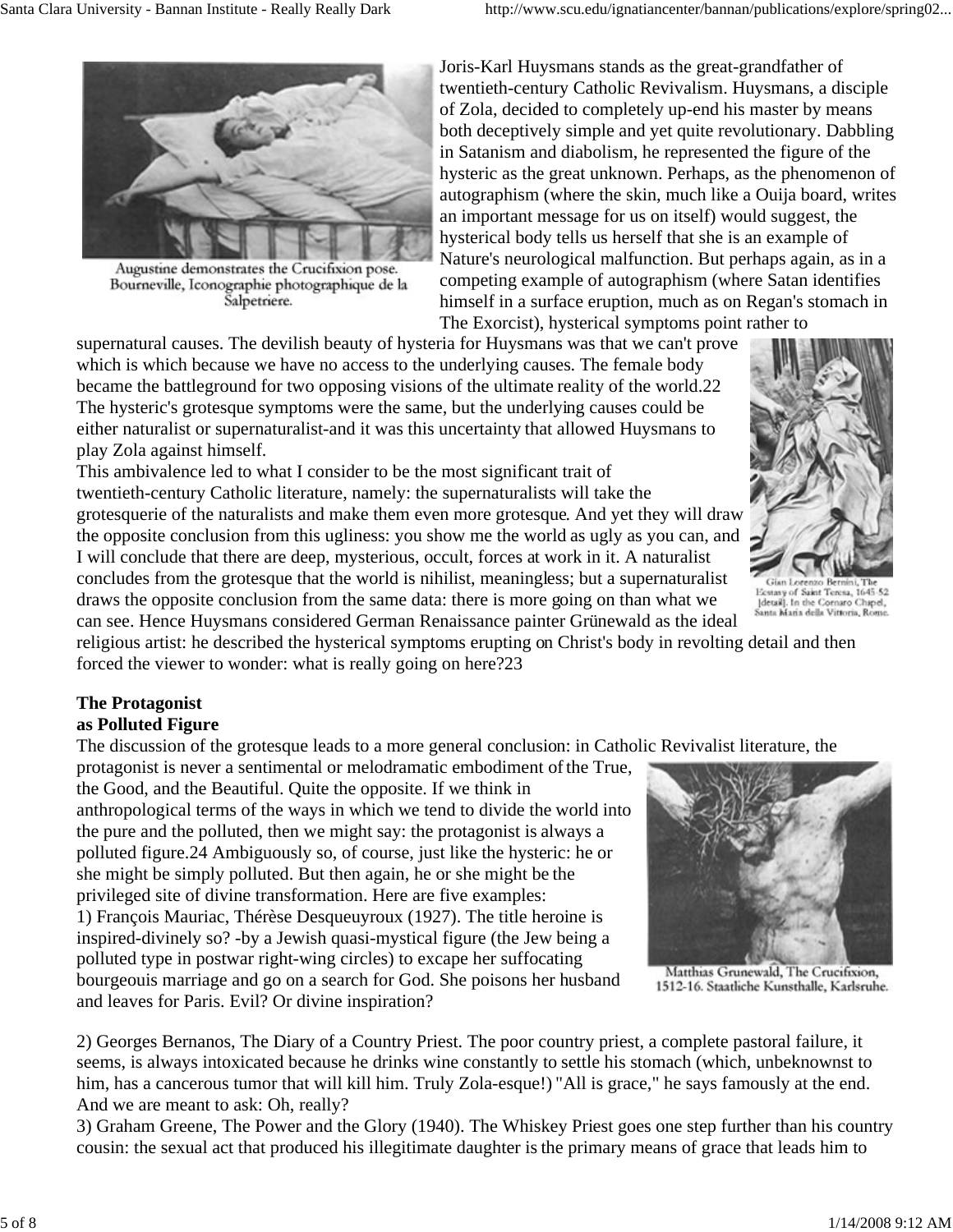Augustine demonstrates the Crucifixion pose. Bourneville, Iconographie photographique de la Salpetriere.

Joris-Karl Huysmans stands as the great-grandfather of twentieth-century Catholic Revivalism. Huysmans, a disciple of Zola, decided to completely up-end his master by means both deceptively simple and yet quite revolutionary. Dabbling in Satanism and diabolism, he represented the figure of the hysteric as the great unknown. Perhaps, as the phenomenon of autographism (where the skin, much like a Ouija board, writes an important message for us on itself) would suggest, the hysterical body tells us herself that she is an example of Nature's neurological malfunction. But perhaps again, as in a competing example of autographism (where Satan identifies himself in a surface eruption, much as on Regan's stomach in The Exorcist), hysterical symptoms point rather to supernatural causes. The devilish beauty of hysteria for Huysmans was that we can't prove which is which because we have no access to the underlying causes. The female body became the battleground for two opposing visions of the ultimate reality of the world.22 The hysteric's grotesque symptoms were the same, but the underlying causes could be either naturalist or supernaturalist-and it was this uncertainty that allowed Huysmans to play Zola against himself.

This ambivalence led to what I consider to be the most significant trait of twentieth-century Catholic literature, namely: the supernaturalists will take the grotesquerie of the naturalists and make them even more grotesque. And yet they will draw the opposite conclusion from this ugliness: you show me the world as ugly as you can, and I will conclude that there are deep, mysterious, occult, forces at work in it. A naturalist concludes from the grotesque that the world is nihilist, meaningless; but a supernaturalist draws the opposite conclusion from the same data: there is more going on than what we can see. Hence Huysmans considered German Renaissance painter Grünewald as the ideal religious artist: he described the hysterical symptoms erupting on Christ's body in revolting detail and then forced the viewer to wonder: what is really going on here?23

Gian Lorenzo Bernini, The Ecstasy of Saint Teresa, 1645-52 [detail]. In the Cornaro Chapel, Santa Maria della Vittoria, Rome.

## The Protagonist as Polluted Figure

The discussion of the grotesque leads to a more general conclusion: in Catholic Revivalist literature, the protagonist is never a sentimental or melodramatic embodiment of the True, the Good, and the Beautiful. Quite the opposite. If we think in anthropological terms of the ways in which we tend to divide the world into the pure and the polluted, then we might say: the protagonist is always a polluted figure.24 Ambiguously so, of course, just like the hysteric: he or she might be simply polluted. But then again, he or she might be the privileged site of divine transformation. Here are five examples:

1) François Mauriac, Thérèse Desqueyroux (1927). The title heroine is inspired-divinely so? -by a Jewish quasi-mystical figure (the Jew being a polluted type in postwar right-wing circles) to excape her suffocating bourgeouis marriage and go on a search for God. She poisons her husband and leaves for Paris. Evil? Or divine inspiration?

Matthias Grunewald, The Crucifixion, 1512-16. Staatliche Kunsthalle, Karlsruhe.

2) Georges Bernanos, The Diary of a Country Priest. The poor country priest, a complete pastoral failure, it seems, is always intoxicated because he drinks wine constantly to settle his stomach (which, unbeknownst to him, has a cancerous tumor that will kill him. Truly Zola-esque!) "All is grace," he says famously at the end. And we are meant to ask: Oh, really?

3) Graham Greene, The Power and the Glory (1940). The Whiskey Priest goes one step further than his country cousin: the sexual act that produced his illegitimate daughter is the primary means of grace that leads him to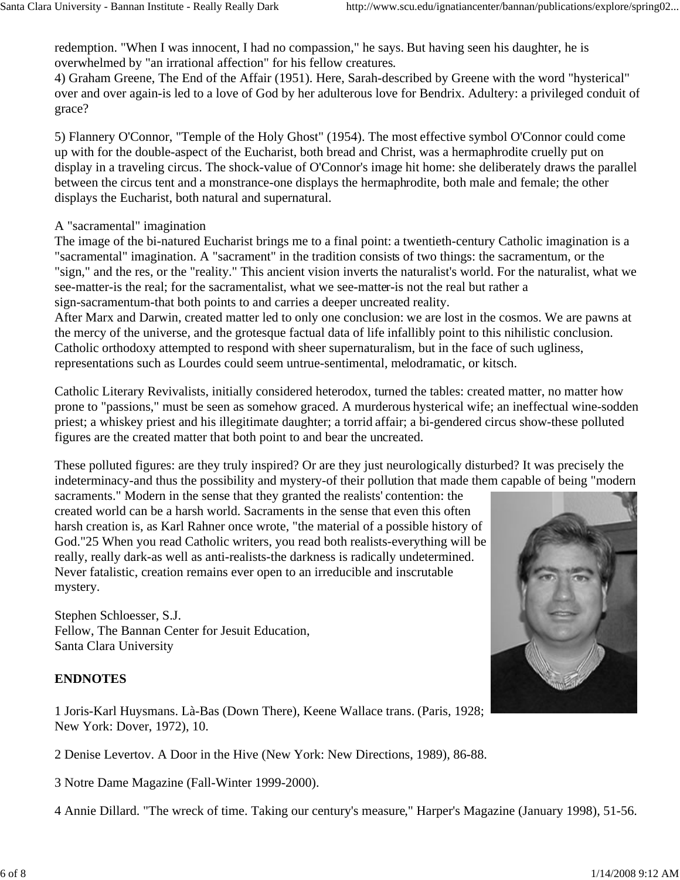redemption. "When I was innocent, I had no compassion," he says. But having seen his daughter, he is overwhelmed by "an irrational affection" for his fellow creatures.

4) Graham Greene, The End of the Affair (1951). Here, Sarah-described by Greene with the word "hysterical" over and over again-is led to a love of God by her adulterous love for Bendrix. Adultery: a privileged conduit of grace?

5) Flannery O'Connor, "Temple of the Holy Ghost" (1954). The most effective symbol O'Connor could come up with for the double-aspect of the Eucharist, both bread and Christ, was a hermaphrodite cruelly put on display in a traveling circus. The shock-value of O'Connor's image hit home: she deliberately draws the parallel between the circus tent and a monstrance-one displays the hermaphrodite, both male and female; the other displays the Eucharist, both natural and supernatural.

A "sacramental" imagination

The image of the bi-natured Eucharist brings me to a final point: a twentieth-century Catholic imagination is a "sacramental" imagination. A "sacrament" in the tradition consists of two things: the sacramentum, or the "sign," and the res, or the "reality." This ancient vision inverts the naturalist's world. For the naturalist, what we see-matter-is the real; for the sacramentalist, what we see-matter-is not the real but rather a sign-sacramentum-that both points to and carries a deeper uncreated reality.

After Marx and Darwin, created matter led to only one conclusion: we are lost in the cosmos. We are pawns at the mercy of the universe, and the grotesque factual data of life infallibly point to this nihilistic conclusion. Catholic orthodoxy attempted to respond with sheer supernaturalism, but in the face of such ugliness, representations such as Lourdes could seem untrue-sentimental, melodramatic, or kitsch.

Catholic Literary Revivalists, initially considered heterodox, turned the tables: created matter, no matter how prone to "passions," must be seen as somehow graced. A murderous hysterical wife; an ineffectual wine-sodden priest; a whiskey priest and his illegitimate daughter; a torrid affair; a bi-gendered circus show-these polluted figures are the created matter that both point to and bear the uncreated.

These polluted figures: are they truly inspired? Or are they just neurologically disturbed? It was precisely the indeterminacy-and thus the possibility and mystery-of their pollution that made them capable of being "modern sacraments." Modern in the sense that they granted the realists' contention: the created world can be a harsh world. Sacraments in the sense that even this often harsh creation is, as Karl Rahner once wrote, "the material of a possible history of God."[25] When you read Catholic writers, you read both realists-everything will be really, really dark-as well as anti-realists-the darkness is radically undetermined. Never fatalistic, creation remains ever open to an irreducible and inscrutable mystery.

Stephen Schloesser, S.J.
Fellow, The Bannan Center for Jesuit Education,
Santa Clara University

**ENDNOTES**

1 Joris-Karl Huysmans. Là-Bas (Down There), Keene Wallace trans. (Paris, 1928; New York: Dover, 1972), 10.

2 Denise Levertov. A Door in the Hive (New York: New Directions, 1989), 86-88.

3 Notre Dame Magazine (Fall-Winter 1999-2000).

4 Annie Dillard. "The wreck of time. Taking our century's measure," Harper's Magazine (January 1998), 51-56.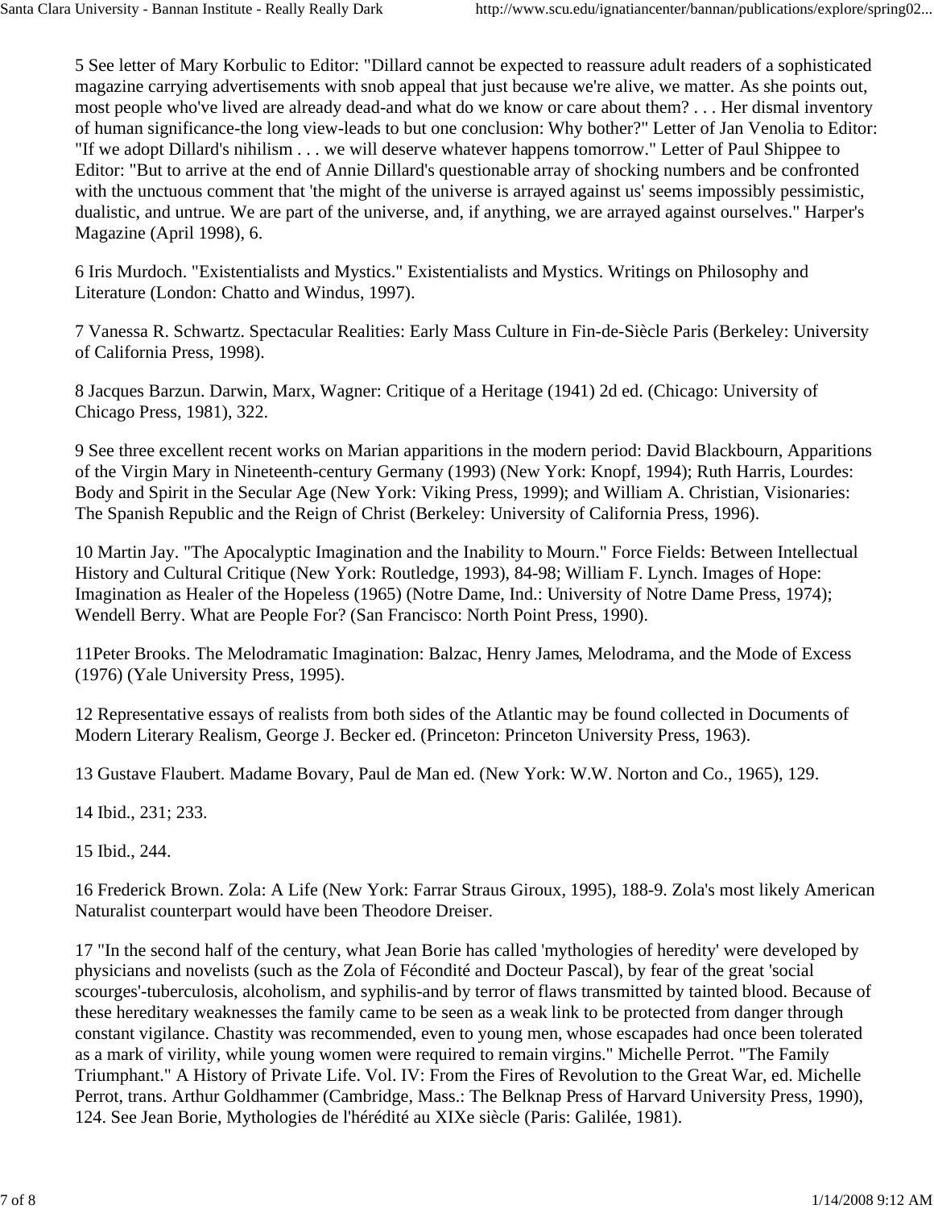5 See letter of Mary Korbulic to Editor: "Dillard cannot be expected to reassure adult readers of a sophisticated magazine carrying advertisements with snob appeal that just because we're alive, we matter. As she points out, most people who've lived are already dead-and what do we know or care about them? . . . Her dismal inventory of human significance-the long view-leads to but one conclusion: Why bother?" Letter of Jan Venolia to Editor: "If we adopt Dillard's nihilism . . . we will deserve whatever happens tomorrow." Letter of Paul Shippee to Editor: "But to arrive at the end of Annie Dillard's questionable array of shocking numbers and be confronted with the unctuous comment that 'the might of the universe is arrayed against us' seems impossibly pessimistic, dualistic, and untrue. We are part of the universe, and, if anything, we are arrayed against ourselves." Harper's Magazine (April 1998), 6.

6 Iris Murdoch. "Existentialists and Mystics." Existentialists and Mystics. Writings on Philosophy and Literature (London: Chatto and Windus, 1997).

7 Vanessa R. Schwartz. Spectacular Realities: Early Mass Culture in Fin-de-Siècle Paris (Berkeley: University of California Press, 1998).

8 Jacques Barzun. Darwin, Marx, Wagner: Critique of a Heritage (1941) 2d ed. (Chicago: University of Chicago Press, 1981), 322.

9 See three excellent recent works on Marian apparitions in the modern period: David Blackbourn, Apparitions of the Virgin Mary in Nineteenth-century Germany (1993) (New York: Knopf, 1994); Ruth Harris, Lourdes: Body and Spirit in the Secular Age (New York: Viking Press, 1999); and William A. Christian, Visionaries: The Spanish Republic and the Reign of Christ (Berkeley: University of California Press, 1996).

10 Martin Jay. "The Apocalyptic Imagination and the Inability to Mourn." Force Fields: Between Intellectual History and Cultural Critique (New York: Routledge, 1993), 84-98; William F. Lynch. Images of Hope: Imagination as Healer of the Hopeless (1965) (Notre Dame, Ind.: University of Notre Dame Press, 1974); Wendell Berry. What are People For? (San Francisco: North Point Press, 1990).

11Peter Brooks. The Melodramatic Imagination: Balzac, Henry James, Melodrama, and the Mode of Excess (1976) (Yale University Press, 1995).

12 Representative essays of realists from both sides of the Atlantic may be found collected in Documents of Modern Literary Realism, George J. Becker ed. (Princeton: Princeton University Press, 1963).

13 Gustave Flaubert. Madame Bovary, Paul de Man ed. (New York: W.W. Norton and Co., 1965), 129.

14 Ibid., 231; 233.

15 Ibid., 244.

16 Frederick Brown. Zola: A Life (New York: Farrar Straus Giroux, 1995), 188-9. Zola's most likely American Naturalist counterpart would have been Theodore Dreiser.

17 "In the second half of the century, what Jean Borie has called 'mythologies of heredity' were developed by physicians and novelists (such as the Zola of Fécondité and Docteur Pascal), by fear of the great 'social scourges'-tuberculosis, alcoholism, and syphilis-and by terror of flaws transmitted by tainted blood. Because of these hereditary weaknesses the family came to be seen as a weak link to be protected from danger through constant vigilance. Chastity was recommended, even to young men, whose escapades had once been tolerated as a mark of virility, while young women were required to remain virgins." Michelle Perrot. "The Family Triumphant." A History of Private Life. Vol. IV: From the Fires of Revolution to the Great War, ed. Michelle Perrot, trans. Arthur Goldhammer (Cambridge, Mass.: The Belknap Press of Harvard University Press, 1990), 124. See Jean Borie, Mythologies de l'hérédité au XIXe siècle (Paris: Galilée, 1981).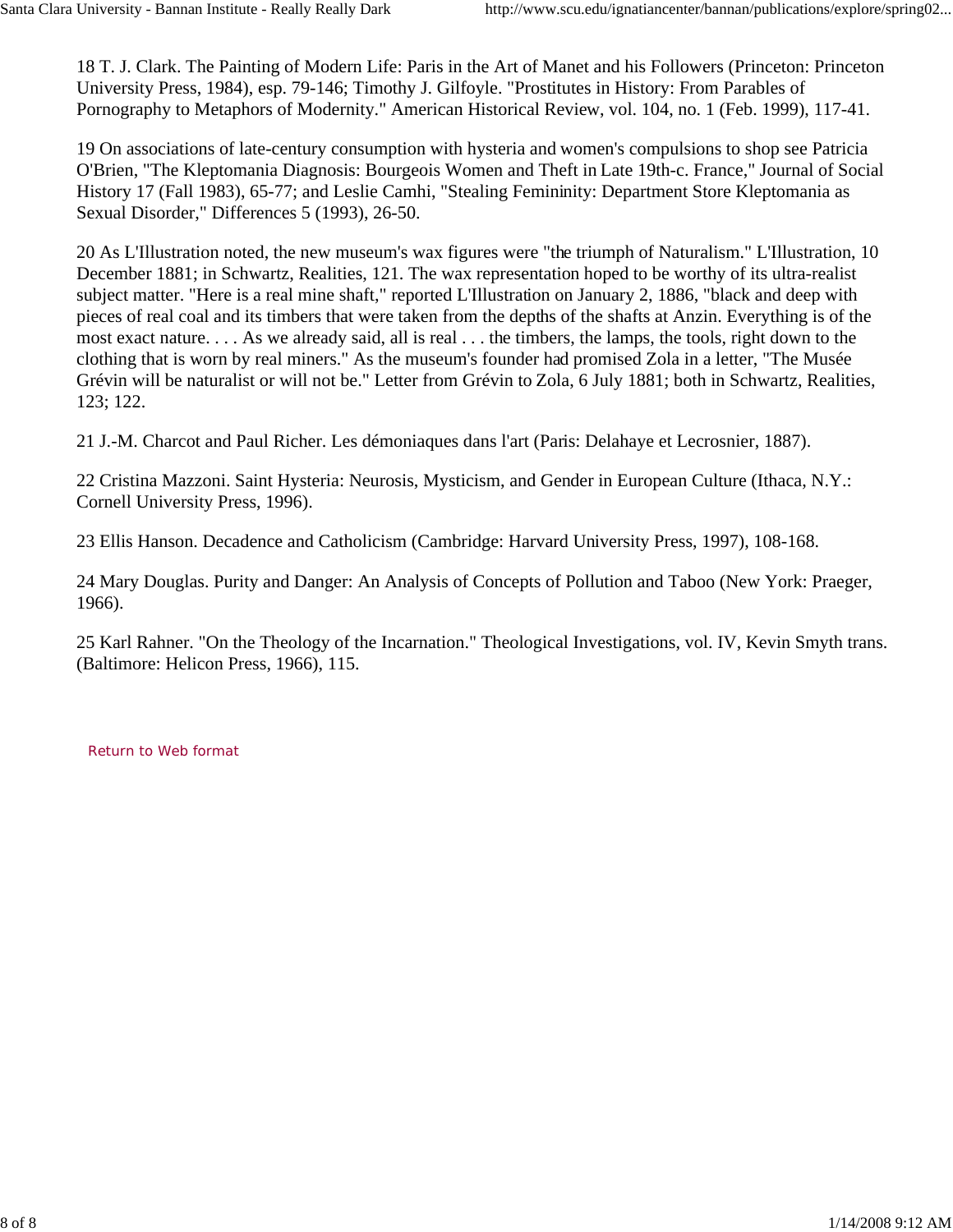18 T. J. Clark. The Painting of Modern Life: Paris in the Art of Manet and his Followers (Princeton: Princeton University Press, 1984), esp. 79-146; Timothy J. Gilfoyle. "Prostitutes in History: From Parables of Pornography to Metaphors of Modernity." American Historical Review, vol. 104, no. 1 (Feb. 1999), 117-41.

19 On associations of late-century consumption with hysteria and women's compulsions to shop see Patricia O'Brien, "The Kleptomania Diagnosis: Bourgeois Women and Theft in Late 19th-c. France," Journal of Social History 17 (Fall 1983), 65-77; and Leslie Camhi, "Stealing Femininity: Department Store Kleptomania as Sexual Disorder," Differences 5 (1993), 26-50.

20 As L'Illustration noted, the new museum's wax figures were "the triumph of Naturalism." L'Illustration, 10 December 1881; in Schwartz, Realities, 121. The wax representation hoped to be worthy of its ultra-realist subject matter. "Here is a real mine shaft," reported L'Illustration on January 2, 1886, "black and deep with pieces of real coal and its timbers that were taken from the depths of the shafts at Anzin. Everything is of the most exact nature. . . . As we already said, all is real . . . the timbers, the lamps, the tools, right down to the clothing that is worn by real miners." As the museum's founder had promised Zola in a letter, "The Musée Grévin will be naturalist or will not be." Letter from Grévin to Zola, 6 July 1881; both in Schwartz, Realities, 123; 122.

21 J.-M. Charcot and Paul Richer. Les démoniaques dans l'art (Paris: Delahaye et Lecrosnier, 1887).

22 Cristina Mazzoni. Saint Hysteria: Neurosis, Mysticism, and Gender in European Culture (Ithaca, N.Y.: Cornell University Press, 1996).

23 Ellis Hanson. Decadence and Catholicism (Cambridge: Harvard University Press, 1997), 108-168.

24 Mary Douglas. Purity and Danger: An Analysis of Concepts of Pollution and Taboo (New York: Praeger, 1966).

25 Karl Rahner. "On the Theology of the Incarnation." Theological Investigations, vol. IV, Kevin Smyth trans. (Baltimore: Helicon Press, 1966), 115.

Return to Web format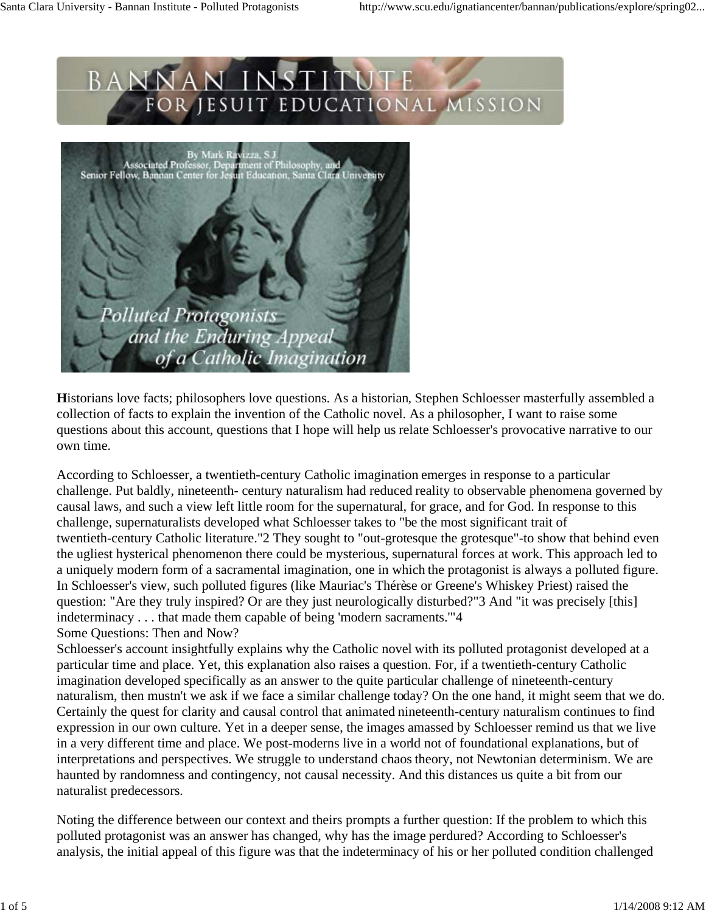By Mark Ravizza, S.J.
Associated Professor, Department of Philosophy, and
Senior Fellow, Bannan Center for Jesuit Education, Santa Clara University

# Polluted Protagonists and the Enduring Appeal of a Catholic Imagination

**H**istorians love facts; philosophers love questions. As a historian, Stephen Schloesser masterfully assembled a collection of facts to explain the invention of the Catholic novel. As a philosopher, I want to raise some questions about this account, questions that I hope will help us relate Schloesser's provocative narrative to our own time.

According to Schloesser, a twentieth-century Catholic imagination emerges in response to a particular challenge. Put baldly, nineteenth- century naturalism had reduced reality to observable phenomena governed by causal laws, and such a view left little room for the supernatural, for grace, and for God. In response to this challenge, supernaturalists developed what Schloesser takes to "be the most significant trait of twentieth-century Catholic literature."2 They sought to "out-grotesque the grotesque"-to show that behind even the ugliest hysterical phenomenon there could be mysterious, supernatural forces at work. This approach led to a uniquely modern form of a sacramental imagination, one in which the protagonist is always a polluted figure. In Schloesser's view, such polluted figures (like Mauriac's Thérèse or Greene's Whiskey Priest) raised the question: "Are they truly inspired? Or are they just neurologically disturbed?"3 And "it was precisely [this] indeterminacy . . . that made them capable of being 'modern sacraments.'"4

## Some Questions: Then and Now?

Schloesser's account insightfully explains why the Catholic novel with its polluted protagonist developed at a particular time and place. Yet, this explanation also raises a question. For, if a twentieth-century Catholic imagination developed specifically as an answer to the quite particular challenge of nineteenth-century naturalism, then mustn't we ask if we face a similar challenge today? On the one hand, it might seem that we do. Certainly the quest for clarity and causal control that animated nineteenth-century naturalism continues to find expression in our own culture. Yet in a deeper sense, the images amassed by Schloesser remind us that we live in a very different time and place. We post-moderns live in a world not of foundational explanations, but of interpretations and perspectives. We struggle to understand chaos theory, not Newtonian determinism. We are haunted by randomness and contingency, not causal necessity. And this distances us quite a bit from our naturalist predecessors.

Noting the difference between our context and theirs prompts a further question: If the problem to which this polluted protagonist was an answer has changed, why has the image perdured? According to Schloesser's analysis, the initial appeal of this figure was that the indeterminacy of his or her polluted condition challenged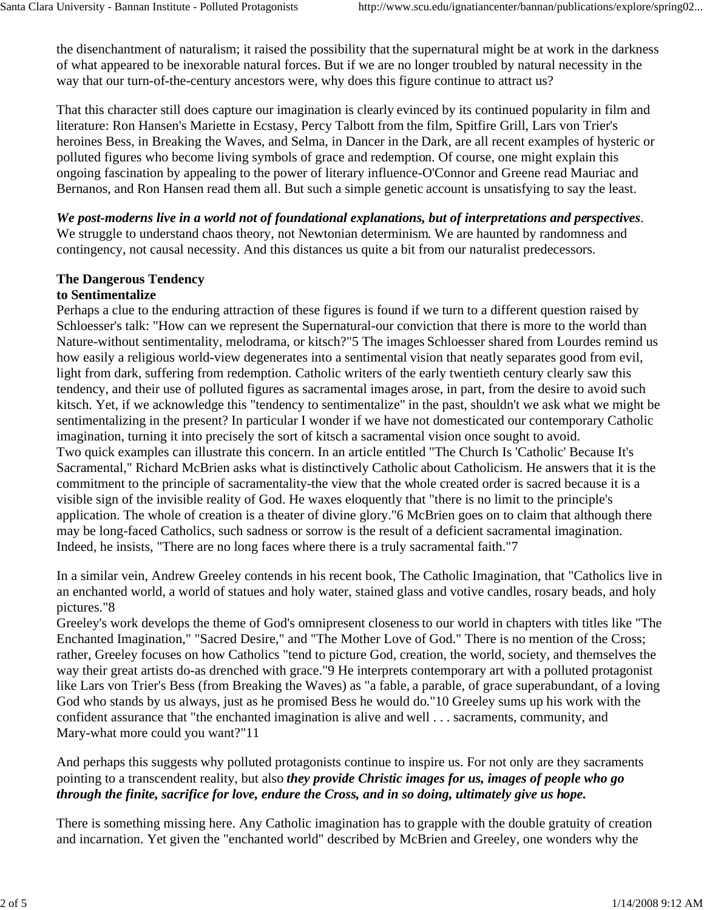the disenchantment of naturalism; it raised the possibility that the supernatural might be at work in the darkness of what appeared to be inexorable natural forces. But if we are no longer troubled by natural necessity in the way that our turn-of-the-century ancestors were, why does this figure continue to attract us?

That this character still does capture our imagination is clearly evinced by its continued popularity in film and literature: Ron Hansen's Mariette in Ecstasy, Percy Talbott from the film, Spitfire Grill, Lars von Trier's heroines Bess, in Breaking the Waves, and Selma, in Dancer in the Dark, are all recent examples of hysteric or polluted figures who become living symbols of grace and redemption. Of course, one might explain this ongoing fascination by appealing to the power of literary influence-O'Connor and Greene read Mauriac and Bernanos, and Ron Hansen read them all. But such a simple genetic account is unsatisfying to say the least.

***We post-moderns live in a world not of foundational explanations, but of interpretations and perspectives***. We struggle to understand chaos theory, not Newtonian determinism. We are haunted by randomness and contingency, not causal necessity. And this distances us quite a bit from our naturalist predecessors.

**The Dangerous Tendency to Sentimentalize**

Perhaps a clue to the enduring attraction of these figures is found if we turn to a different question raised by Schloesser's talk: "How can we represent the Supernatural-our conviction that there is more to the world than Nature-without sentimentality, melodrama, or kitsch?"5 The images Schloesser shared from Lourdes remind us how easily a religious world-view degenerates into a sentimental vision that neatly separates good from evil, light from dark, suffering from redemption. Catholic writers of the early twentieth century clearly saw this tendency, and their use of polluted figures as sacramental images arose, in part, from the desire to avoid such kitsch. Yet, if we acknowledge this "tendency to sentimentalize" in the past, shouldn't we ask what we might be sentimentalizing in the present? In particular I wonder if we have not domesticated our contemporary Catholic imagination, turning it into precisely the sort of kitsch a sacramental vision once sought to avoid.

Two quick examples can illustrate this concern. In an article entitled "The Church Is 'Catholic' Because It's Sacramental," Richard McBrien asks what is distinctively Catholic about Catholicism. He answers that it is the commitment to the principle of sacramentality-the view that the whole created order is sacred because it is a visible sign of the invisible reality of God. He waxes eloquently that "there is no limit to the principle's application. The whole of creation is a theater of divine glory."6 McBrien goes on to claim that although there may be long-faced Catholics, such sadness or sorrow is the result of a deficient sacramental imagination. Indeed, he insists, "There are no long faces where there is a truly sacramental faith."7

In a similar vein, Andrew Greeley contends in his recent book, The Catholic Imagination, that "Catholics live in an enchanted world, a world of statues and holy water, stained glass and votive candles, rosary beads, and holy pictures."8

Greeley's work develops the theme of God's omnipresent closeness to our world in chapters with titles like "The Enchanted Imagination," "Sacred Desire," and "The Mother Love of God." There is no mention of the Cross; rather, Greeley focuses on how Catholics "tend to picture God, creation, the world, society, and themselves the way their great artists do-as drenched with grace."9 He interprets contemporary art with a polluted protagonist like Lars von Trier's Bess (from Breaking the Waves) as "a fable, a parable, of grace superabundant, of a loving God who stands by us always, just as he promised Bess he would do."10 Greeley sums up his work with the confident assurance that "the enchanted imagination is alive and well . . . sacraments, community, and Mary-what more could you want?"11

And perhaps this suggests why polluted protagonists continue to inspire us. For not only are they sacraments pointing to a transcendent reality, but also ***they provide Christic images for us, images of people who go through the finite, sacrifice for love, endure the Cross, and in so doing, ultimately give us hope.***

There is something missing here. Any Catholic imagination has to grapple with the double gratuity of creation and incarnation. Yet given the "enchanted world" described by McBrien and Greeley, one wonders why the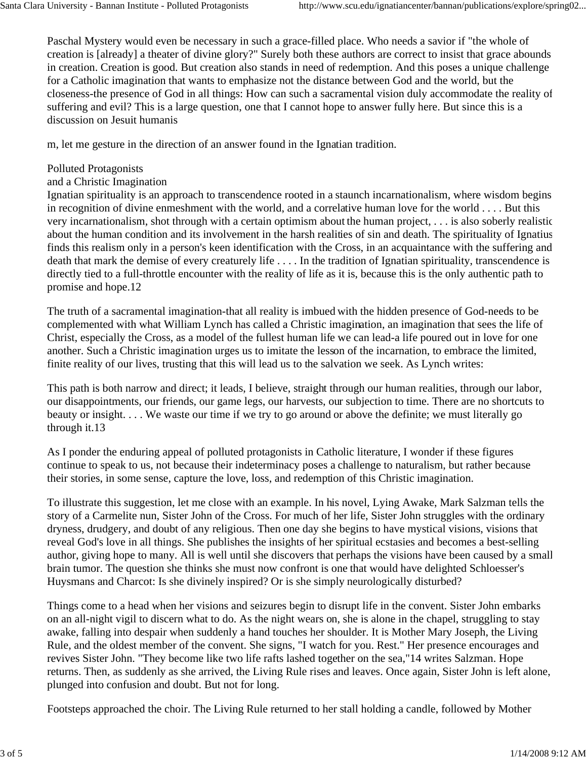Paschal Mystery would even be necessary in such a grace-filled place. Who needs a savior if "the whole of creation is [already] a theater of divine glory?" Surely both these authors are correct to insist that grace abounds in creation. Creation is good. But creation also stands in need of redemption. And this poses a unique challenge for a Catholic imagination that wants to emphasize not the distance between God and the world, but the closeness-the presence of God in all things: How can such a sacramental vision duly accommodate the reality of suffering and evil? This is a large question, one that I cannot hope to answer fully here. But since this is a discussion on Jesuit humanis

m, let me gesture in the direction of an answer found in the Ignatian tradition.

## Polluted Protagonists
## and a Christic Imagination

Ignatian spirituality is an approach to transcendence rooted in a staunch incarnationalism, where wisdom begins in recognition of divine enmeshment with the world, and a correlative human love for the world . . . . But this very incarnationalism, shot through with a certain optimism about the human project, . . . is also soberly realistic about the human condition and its involvement in the harsh realities of sin and death. The spirituality of Ignatius finds this realism only in a person's keen identification with the Cross, in an acquaintance with the suffering and death that mark the demise of every creaturely life . . . . In the tradition of Ignatian spirituality, transcendence is directly tied to a full-throttle encounter with the reality of life as it is, because this is the only authentic path to promise and hope.12

The truth of a sacramental imagination-that all reality is imbued with the hidden presence of God-needs to be complemented with what William Lynch has called a Christic imagination, an imagination that sees the life of Christ, especially the Cross, as a model of the fullest human life we can lead-a life poured out in love for one another. Such a Christic imagination urges us to imitate the lesson of the incarnation, to embrace the limited, finite reality of our lives, trusting that this will lead us to the salvation we seek. As Lynch writes:

This path is both narrow and direct; it leads, I believe, straight through our human realities, through our labor, our disappointments, our friends, our game legs, our harvests, our subjection to time. There are no shortcuts to beauty or insight. . . . We waste our time if we try to go around or above the definite; we must literally go through it.13

As I ponder the enduring appeal of polluted protagonists in Catholic literature, I wonder if these figures continue to speak to us, not because their indeterminacy poses a challenge to naturalism, but rather because their stories, in some sense, capture the love, loss, and redemption of this Christic imagination.

To illustrate this suggestion, let me close with an example. In his novel, Lying Awake, Mark Salzman tells the story of a Carmelite nun, Sister John of the Cross. For much of her life, Sister John struggles with the ordinary dryness, drudgery, and doubt of any religious. Then one day she begins to have mystical visions, visions that reveal God's love in all things. She publishes the insights of her spiritual ecstasies and becomes a best-selling author, giving hope to many. All is well until she discovers that perhaps the visions have been caused by a small brain tumor. The question she thinks she must now confront is one that would have delighted Schloesser's Huysmans and Charcot: Is she divinely inspired? Or is she simply neurologically disturbed?

Things come to a head when her visions and seizures begin to disrupt life in the convent. Sister John embarks on an all-night vigil to discern what to do. As the night wears on, she is alone in the chapel, struggling to stay awake, falling into despair when suddenly a hand touches her shoulder. It is Mother Mary Joseph, the Living Rule, and the oldest member of the convent. She signs, "I watch for you. Rest." Her presence encourages and revives Sister John. "They become like two life rafts lashed together on the sea,"14 writes Salzman. Hope returns. Then, as suddenly as she arrived, the Living Rule rises and leaves. Once again, Sister John is left alone, plunged into confusion and doubt. But not for long.

Footsteps approached the choir. The Living Rule returned to her stall holding a candle, followed by Mother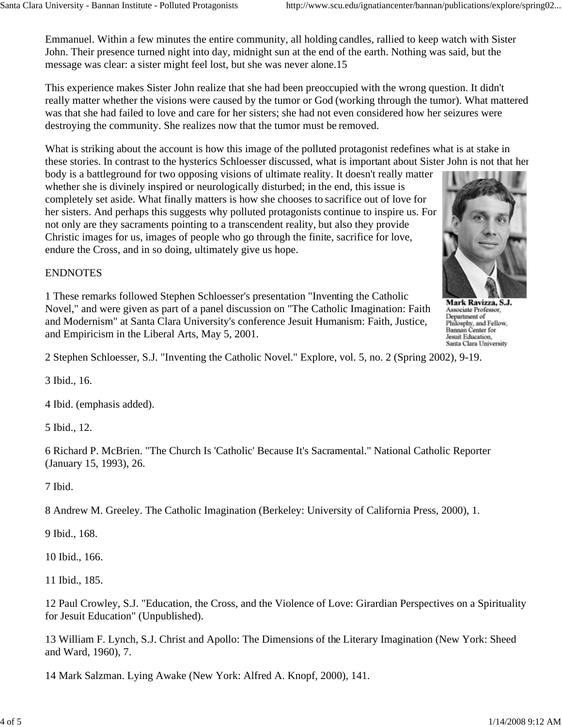Emmanuel. Within a few minutes the entire community, all holding candles, rallied to keep watch with Sister John. Their presence turned night into day, midnight sun at the end of the earth. Nothing was said, but the message was clear: a sister might feel lost, but she was never alone.15

This experience makes Sister John realize that she had been preoccupied with the wrong question. It didn't really matter whether the visions were caused by the tumor or God (working through the tumor). What mattered was that she had failed to love and care for her sisters; she had not even considered how her seizures were destroying the community. She realizes now that the tumor must be removed.

What is striking about the account is how this image of the polluted protagonist redefines what is at stake in these stories. In contrast to the hysterics Schloesser discussed, what is important about Sister John is not that her body is a battleground for two opposing visions of ultimate reality. It doesn't really matter whether she is divinely inspired or neurologically disturbed; in the end, this issue is completely set aside. What finally matters is how she chooses to sacrifice out of love for her sisters. And perhaps this suggests why polluted protagonists continue to inspire us. For not only are they sacraments pointing to a transcendent reality, but also they provide Christic images for us, images of people who go through the finite, sacrifice for love, endure the Cross, and in so doing, ultimately give us hope.

**Mark Ravizza, S.J.**
Associate Professor, Department of Philosphy, and Fellow, Bannan Center for Jesuit Education, Santa Clara University

ENDNOTES

1 These remarks followed Stephen Schloesser's presentation "Inventing the Catholic Novel," and were given as part of a panel discussion on "The Catholic Imagination: Faith and Modernism" at Santa Clara University's conference Jesuit Humanism: Faith, Justice, and Empiricism in the Liberal Arts, May 5, 2001.

2 Stephen Schloesser, S.J. "Inventing the Catholic Novel." Explore, vol. 5, no. 2 (Spring 2002), 9-19.

3 Ibid., 16.

4 Ibid. (emphasis added).

5 Ibid., 12.

6 Richard P. McBrien. "The Church Is 'Catholic' Because It's Sacramental." National Catholic Reporter (January 15, 1993), 26.

7 Ibid.

8 Andrew M. Greeley. The Catholic Imagination (Berkeley: University of California Press, 2000), 1.

9 Ibid., 168.

10 Ibid., 166.

11 Ibid., 185.

12 Paul Crowley, S.J. "Education, the Cross, and the Violence of Love: Girardian Perspectives on a Spirituality for Jesuit Education" (Unpublished).

13 William F. Lynch, S.J. Christ and Apollo: The Dimensions of the Literary Imagination (New York: Sheed and Ward, 1960), 7.

14 Mark Salzman. Lying Awake (New York: Alfred A. Knopf, 2000), 141.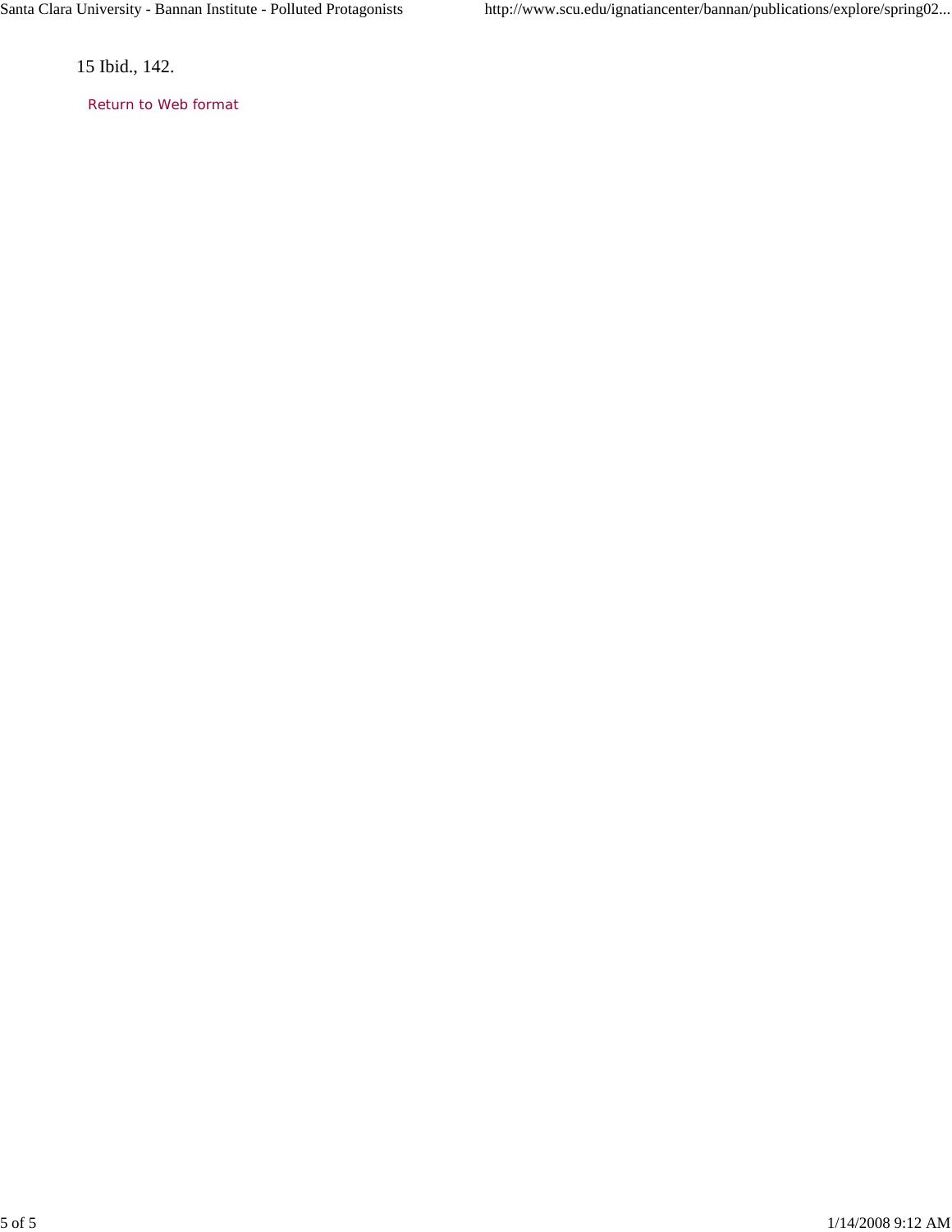15 Ibid., 142.

Return to Web format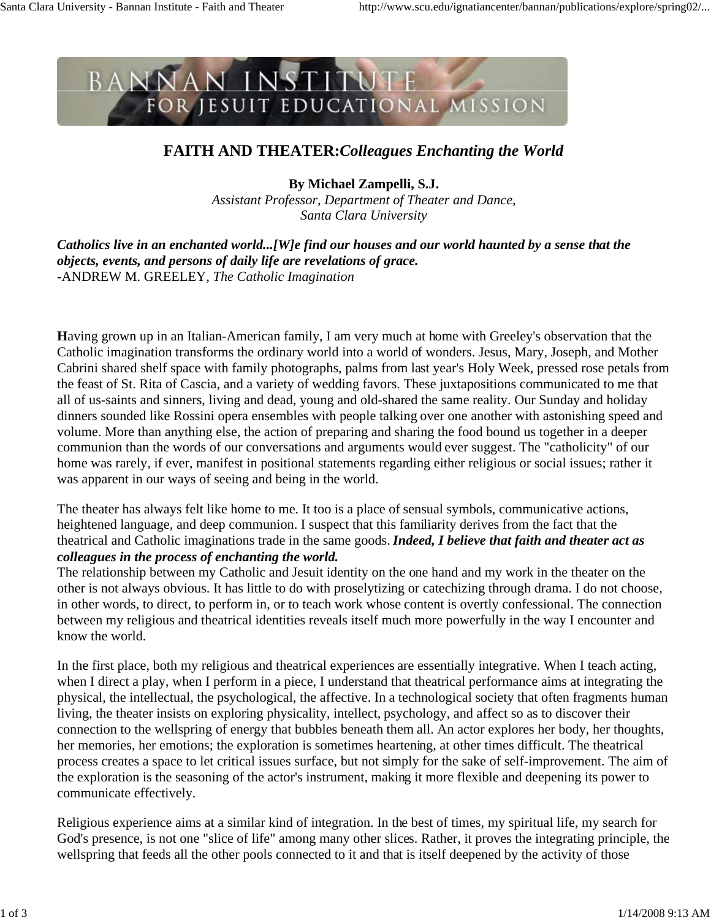# FAITH AND THEATER: *Colleagues Enchanting the World*

**By Michael Zampelli, S.J.**
*Assistant Professor, Department of Theater and Dance,*
*Santa Clara University*

***Catholics live in an enchanted world...[W]e find our houses and our world haunted by a sense that the objects, events, and persons of daily life are revelations of grace.***
-ANDREW M. GREELEY, *The Catholic Imagination*

**H**aving grown up in an Italian-American family, I am very much at home with Greeley's observation that the Catholic imagination transforms the ordinary world into a world of wonders. Jesus, Mary, Joseph, and Mother Cabrini shared shelf space with family photographs, palms from last year's Holy Week, pressed rose petals from the feast of St. Rita of Cascia, and a variety of wedding favors. These juxtapositions communicated to me that all of us-saints and sinners, living and dead, young and old-shared the same reality. Our Sunday and holiday dinners sounded like Rossini opera ensembles with people talking over one another with astonishing speed and volume. More than anything else, the action of preparing and sharing the food bound us together in a deeper communion than the words of our conversations and arguments would ever suggest. The "catholicity" of our home was rarely, if ever, manifest in positional statements regarding either religious or social issues; rather it was apparent in our ways of seeing and being in the world.

The theater has always felt like home to me. It too is a place of sensual symbols, communicative actions, heightened language, and deep communion. I suspect that this familiarity derives from the fact that the theatrical and Catholic imaginations trade in the same goods. ***Indeed, I believe that faith and theater act as colleagues in the process of enchanting the world.***
The relationship between my Catholic and Jesuit identity on the one hand and my work in the theater on the other is not always obvious. It has little to do with proselytizing or catechizing through drama. I do not choose, in other words, to direct, to perform in, or to teach work whose content is overtly confessional. The connection between my religious and theatrical identities reveals itself much more powerfully in the way I encounter and know the world.

In the first place, both my religious and theatrical experiences are essentially integrative. When I teach acting, when I direct a play, when I perform in a piece, I understand that theatrical performance aims at integrating the physical, the intellectual, the psychological, the affective. In a technological society that often fragments human living, the theater insists on exploring physicality, intellect, psychology, and affect so as to discover their connection to the wellspring of energy that bubbles beneath them all. An actor explores her body, her thoughts, her memories, her emotions; the exploration is sometimes heartening, at other times difficult. The theatrical process creates a space to let critical issues surface, but not simply for the sake of self-improvement. The aim of the exploration is the seasoning of the actor's instrument, making it more flexible and deepening its power to communicate effectively.

Religious experience aims at a similar kind of integration. In the best of times, my spiritual life, my search for God's presence, is not one "slice of life" among many other slices. Rather, it proves the integrating principle, the wellspring that feeds all the other pools connected to it and that is itself deepened by the activity of those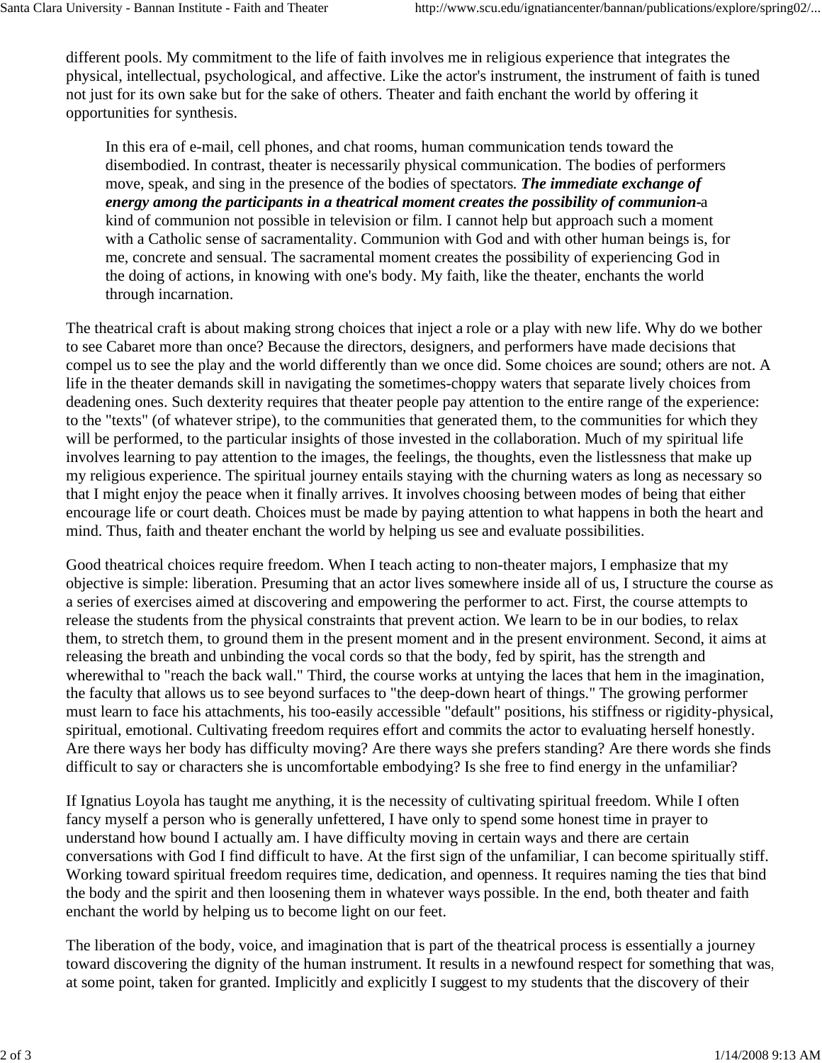different pools. My commitment to the life of faith involves me in religious experience that integrates the physical, intellectual, psychological, and affective. Like the actor's instrument, the instrument of faith is tuned not just for its own sake but for the sake of others. Theater and faith enchant the world by offering it opportunities for synthesis.

> In this era of e-mail, cell phones, and chat rooms, human communication tends toward the disembodied. In contrast, theater is necessarily physical communication. The bodies of performers move, speak, and sing in the presence of the bodies of spectators. ***The immediate exchange of energy among the participants in a theatrical moment creates the possibility of communion***-a kind of communion not possible in television or film. I cannot help but approach such a moment with a Catholic sense of sacramentality. Communion with God and with other human beings is, for me, concrete and sensual. The sacramental moment creates the possibility of experiencing God in the doing of actions, in knowing with one's body. My faith, like the theater, enchants the world through incarnation.

The theatrical craft is about making strong choices that inject a role or a play with new life. Why do we bother to see Cabaret more than once? Because the directors, designers, and performers have made decisions that compel us to see the play and the world differently than we once did. Some choices are sound; others are not. A life in the theater demands skill in navigating the sometimes-choppy waters that separate lively choices from deadening ones. Such dexterity requires that theater people pay attention to the entire range of the experience: to the "texts" (of whatever stripe), to the communities that generated them, to the communities for which they will be performed, to the particular insights of those invested in the collaboration. Much of my spiritual life involves learning to pay attention to the images, the feelings, the thoughts, even the listlessness that make up my religious experience. The spiritual journey entails staying with the churning waters as long as necessary so that I might enjoy the peace when it finally arrives. It involves choosing between modes of being that either encourage life or court death. Choices must be made by paying attention to what happens in both the heart and mind. Thus, faith and theater enchant the world by helping us see and evaluate possibilities.

Good theatrical choices require freedom. When I teach acting to non-theater majors, I emphasize that my objective is simple: liberation. Presuming that an actor lives somewhere inside all of us, I structure the course as a series of exercises aimed at discovering and empowering the performer to act. First, the course attempts to release the students from the physical constraints that prevent action. We learn to be in our bodies, to relax them, to stretch them, to ground them in the present moment and in the present environment. Second, it aims at releasing the breath and unbinding the vocal cords so that the body, fed by spirit, has the strength and wherewithal to "reach the back wall." Third, the course works at untying the laces that hem in the imagination, the faculty that allows us to see beyond surfaces to "the deep-down heart of things." The growing performer must learn to face his attachments, his too-easily accessible "default" positions, his stiffness or rigidity-physical, spiritual, emotional. Cultivating freedom requires effort and commits the actor to evaluating herself honestly. Are there ways her body has difficulty moving? Are there ways she prefers standing? Are there words she finds difficult to say or characters she is uncomfortable embodying? Is she free to find energy in the unfamiliar?

If Ignatius Loyola has taught me anything, it is the necessity of cultivating spiritual freedom. While I often fancy myself a person who is generally unfettered, I have only to spend some honest time in prayer to understand how bound I actually am. I have difficulty moving in certain ways and there are certain conversations with God I find difficult to have. At the first sign of the unfamiliar, I can become spiritually stiff. Working toward spiritual freedom requires time, dedication, and openness. It requires naming the ties that bind the body and the spirit and then loosening them in whatever ways possible. In the end, both theater and faith enchant the world by helping us to become light on our feet.

The liberation of the body, voice, and imagination that is part of the theatrical process is essentially a journey toward discovering the dignity of the human instrument. It results in a newfound respect for something that was, at some point, taken for granted. Implicitly and explicitly I suggest to my students that the discovery of their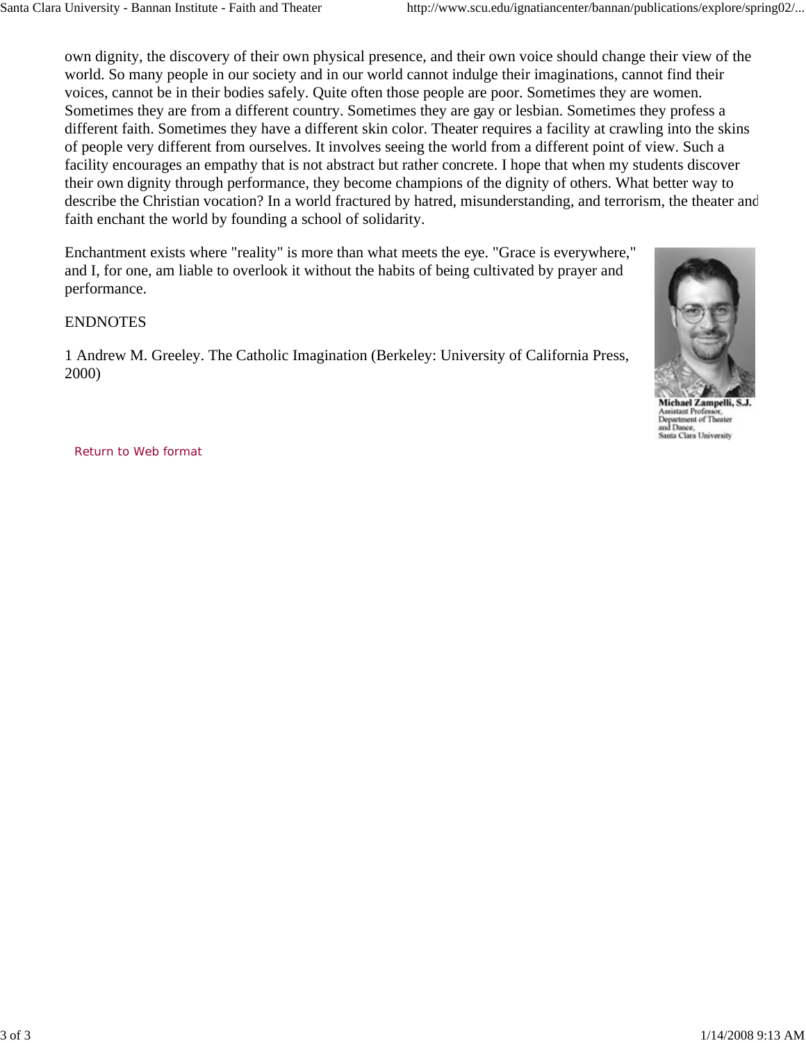own dignity, the discovery of their own physical presence, and their own voice should change their view of the world. So many people in our society and in our world cannot indulge their imaginations, cannot find their voices, cannot be in their bodies safely. Quite often those people are poor. Sometimes they are women. Sometimes they are from a different country. Sometimes they are gay or lesbian. Sometimes they profess a different faith. Sometimes they have a different skin color. Theater requires a facility at crawling into the skins of people very different from ourselves. It involves seeing the world from a different point of view. Such a facility encourages an empathy that is not abstract but rather concrete. I hope that when my students discover their own dignity through performance, they become champions of the dignity of others. What better way to describe the Christian vocation? In a world fractured by hatred, misunderstanding, and terrorism, the theater and faith enchant the world by founding a school of solidarity.

Enchantment exists where "reality" is more than what meets the eye. "Grace is everywhere," and I, for one, am liable to overlook it without the habits of being cultivated by prayer and performance.

**Michael Zampelli, S.J.**
Assistant Professor,
Department of Theater and Dance,
Santa Clara University

ENDNOTES

1 Andrew M. Greeley. The Catholic Imagination (Berkeley: University of California Press, 2000)

Return to Web format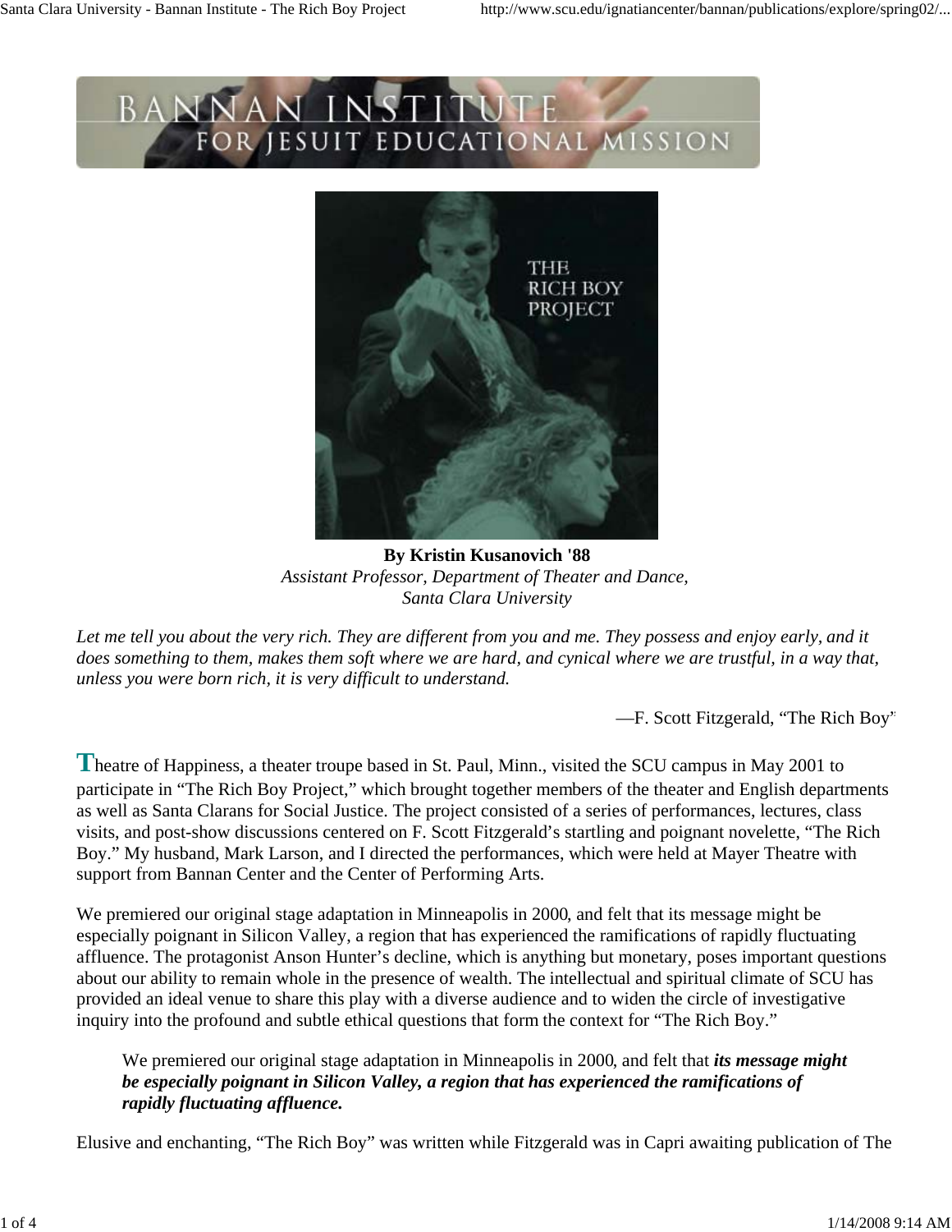By Kristin Kusanovich '88

*Assistant Professor, Department of Theater and Dance, Santa Clara University*

*Let me tell you about the very rich. They are different from you and me. They possess and enjoy early, and it does something to them, makes them soft where we are hard, and cynical where we are trustful, in a way that, unless you were born rich, it is very difficult to understand.*

—F. Scott Fitzgerald, "The Rich Boy"

Theatre of Happiness, a theater troupe based in St. Paul, Minn., visited the SCU campus in May 2001 to participate in "The Rich Boy Project," which brought together members of the theater and English departments as well as Santa Clarans for Social Justice. The project consisted of a series of performances, lectures, class visits, and post-show discussions centered on F. Scott Fitzgerald's startling and poignant novelette, "The Rich Boy." My husband, Mark Larson, and I directed the performances, which were held at Mayer Theatre with support from Bannan Center and the Center of Performing Arts.

We premiered our original stage adaptation in Minneapolis in 2000, and felt that its message might be especially poignant in Silicon Valley, a region that has experienced the ramifications of rapidly fluctuating affluence. The protagonist Anson Hunter's decline, which is anything but monetary, poses important questions about our ability to remain whole in the presence of wealth. The intellectual and spiritual climate of SCU has provided an ideal venue to share this play with a diverse audience and to widen the circle of investigative inquiry into the profound and subtle ethical questions that form the context for "The Rich Boy."

> We premiered our original stage adaptation in Minneapolis in 2000, and felt that ***its message might be especially poignant in Silicon Valley, a region that has experienced the ramifications of rapidly fluctuating affluence.***

Elusive and enchanting, "The Rich Boy" was written while Fitzgerald was in Capri awaiting publication of The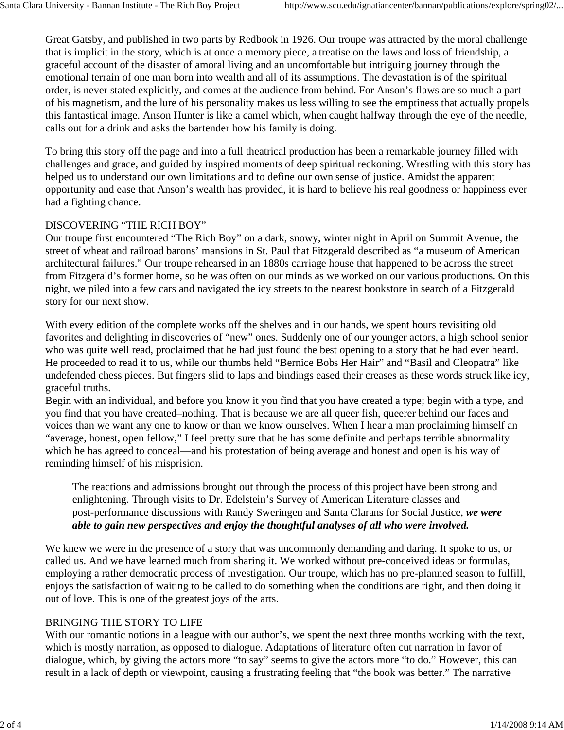Great Gatsby, and published in two parts by Redbook in 1926. Our troupe was attracted by the moral challenge that is implicit in the story, which is at once a memory piece, a treatise on the laws and loss of friendship, a graceful account of the disaster of amoral living and an uncomfortable but intriguing journey through the emotional terrain of one man born into wealth and all of its assumptions. The devastation is of the spiritual order, is never stated explicitly, and comes at the audience from behind. For Anson's flaws are so much a part of his magnetism, and the lure of his personality makes us less willing to see the emptiness that actually propels this fantastical image. Anson Hunter is like a camel which, when caught halfway through the eye of the needle, calls out for a drink and asks the bartender how his family is doing.

To bring this story off the page and into a full theatrical production has been a remarkable journey filled with challenges and grace, and guided by inspired moments of deep spiritual reckoning. Wrestling with this story has helped us to understand our own limitations and to define our own sense of justice. Amidst the apparent opportunity and ease that Anson's wealth has provided, it is hard to believe his real goodness or happiness ever had a fighting chance.

## DISCOVERING "THE RICH BOY"

Our troupe first encountered "The Rich Boy" on a dark, snowy, winter night in April on Summit Avenue, the street of wheat and railroad barons' mansions in St. Paul that Fitzgerald described as "a museum of American architectural failures." Our troupe rehearsed in an 1880s carriage house that happened to be across the street from Fitzgerald's former home, so he was often on our minds as we worked on our various productions. On this night, we piled into a few cars and navigated the icy streets to the nearest bookstore in search of a Fitzgerald story for our next show.

With every edition of the complete works off the shelves and in our hands, we spent hours revisiting old favorites and delighting in discoveries of "new" ones. Suddenly one of our younger actors, a high school senior who was quite well read, proclaimed that he had just found the best opening to a story that he had ever heard. He proceeded to read it to us, while our thumbs held "Bernice Bobs Her Hair" and "Basil and Cleopatra" like undefended chess pieces. But fingers slid to laps and bindings eased their creases as these words struck like icy, graceful truths.

Begin with an individual, and before you know it you find that you have created a type; begin with a type, and you find that you have created–nothing. That is because we are all queer fish, queerer behind our faces and voices than we want any one to know or than we know ourselves. When I hear a man proclaiming himself an "average, honest, open fellow," I feel pretty sure that he has some definite and perhaps terrible abnormality which he has agreed to conceal—and his protestation of being average and honest and open is his way of reminding himself of his misprision.

> The reactions and admissions brought out through the process of this project have been strong and enlightening. Through visits to Dr. Edelstein's Survey of American Literature classes and post-performance discussions with Randy Sweringen and Santa Clarans for Social Justice, ***we were able to gain new perspectives and enjoy the thoughtful analyses of all who were involved.***

We knew we were in the presence of a story that was uncommonly demanding and daring. It spoke to us, or called us. And we have learned much from sharing it. We worked without pre-conceived ideas or formulas, employing a rather democratic process of investigation. Our troupe, which has no pre-planned season to fulfill, enjoys the satisfaction of waiting to be called to do something when the conditions are right, and then doing it out of love. This is one of the greatest joys of the arts.

## BRINGING THE STORY TO LIFE

With our romantic notions in a league with our author's, we spent the next three months working with the text, which is mostly narration, as opposed to dialogue. Adaptations of literature often cut narration in favor of dialogue, which, by giving the actors more "to say" seems to give the actors more "to do." However, this can result in a lack of depth or viewpoint, causing a frustrating feeling that "the book was better." The narrative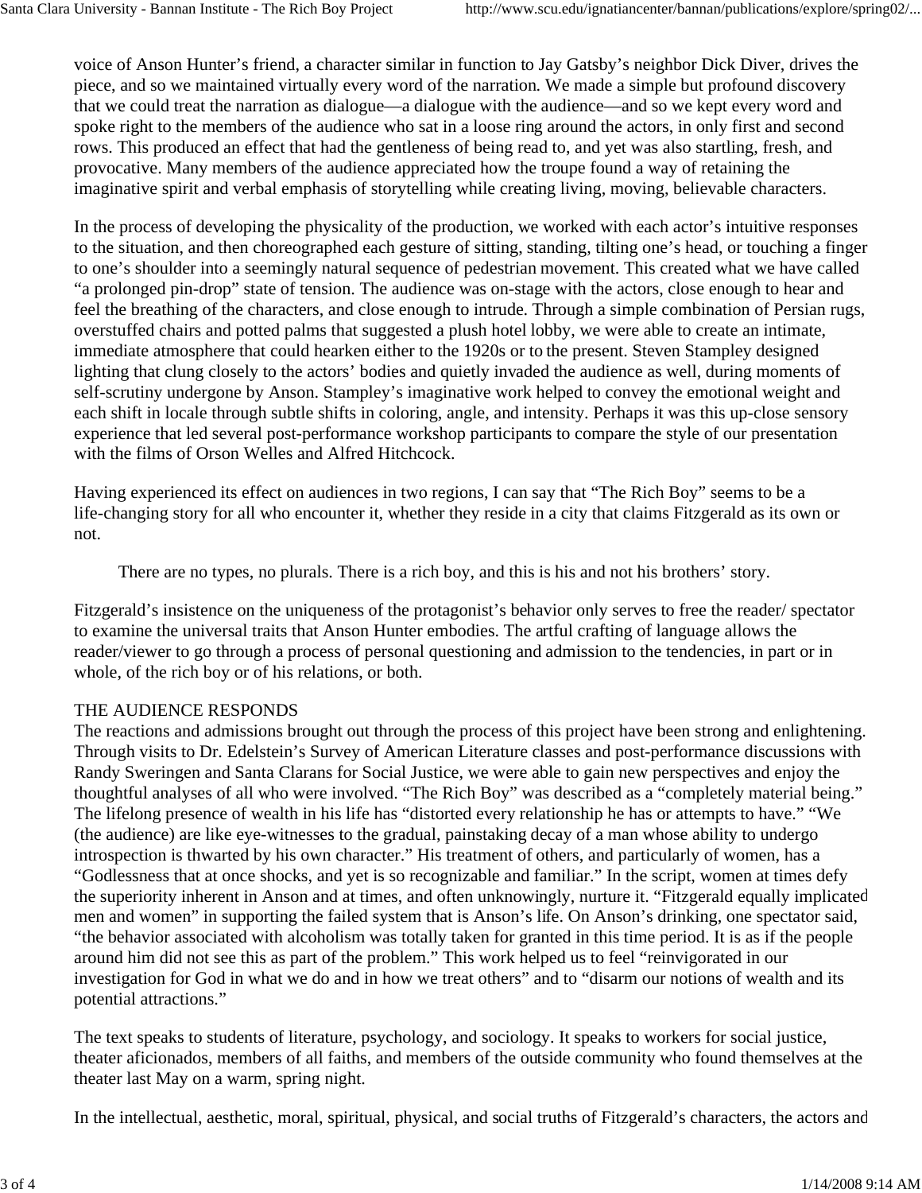voice of Anson Hunter's friend, a character similar in function to Jay Gatsby's neighbor Dick Diver, drives the piece, and so we maintained virtually every word of the narration. We made a simple but profound discovery that we could treat the narration as dialogue—a dialogue with the audience—and so we kept every word and spoke right to the members of the audience who sat in a loose ring around the actors, in only first and second rows. This produced an effect that had the gentleness of being read to, and yet was also startling, fresh, and provocative. Many members of the audience appreciated how the troupe found a way of retaining the imaginative spirit and verbal emphasis of storytelling while creating living, moving, believable characters.

In the process of developing the physicality of the production, we worked with each actor's intuitive responses to the situation, and then choreographed each gesture of sitting, standing, tilting one's head, or touching a finger to one's shoulder into a seemingly natural sequence of pedestrian movement. This created what we have called "a prolonged pin-drop" state of tension. The audience was on-stage with the actors, close enough to hear and feel the breathing of the characters, and close enough to intrude. Through a simple combination of Persian rugs, overstuffed chairs and potted palms that suggested a plush hotel lobby, we were able to create an intimate, immediate atmosphere that could hearken either to the 1920s or to the present. Steven Stampley designed lighting that clung closely to the actors' bodies and quietly invaded the audience as well, during moments of self-scrutiny undergone by Anson. Stampley's imaginative work helped to convey the emotional weight and each shift in locale through subtle shifts in coloring, angle, and intensity. Perhaps it was this up-close sensory experience that led several post-performance workshop participants to compare the style of our presentation with the films of Orson Welles and Alfred Hitchcock.

Having experienced its effect on audiences in two regions, I can say that "The Rich Boy" seems to be a life-changing story for all who encounter it, whether they reside in a city that claims Fitzgerald as its own or not.

> There are no types, no plurals. There is a rich boy, and this is his and not his brothers' story.

Fitzgerald's insistence on the uniqueness of the protagonist's behavior only serves to free the reader/ spectator to examine the universal traits that Anson Hunter embodies. The artful crafting of language allows the reader/viewer to go through a process of personal questioning and admission to the tendencies, in part or in whole, of the rich boy or of his relations, or both.

## THE AUDIENCE RESPONDS

The reactions and admissions brought out through the process of this project have been strong and enlightening. Through visits to Dr. Edelstein's Survey of American Literature classes and post-performance discussions with Randy Sweringen and Santa Clarans for Social Justice, we were able to gain new perspectives and enjoy the thoughtful analyses of all who were involved. "The Rich Boy" was described as a "completely material being." The lifelong presence of wealth in his life has "distorted every relationship he has or attempts to have." "We (the audience) are like eye-witnesses to the gradual, painstaking decay of a man whose ability to undergo introspection is thwarted by his own character." His treatment of others, and particularly of women, has a "Godlessness that at once shocks, and yet is so recognizable and familiar." In the script, women at times defy the superiority inherent in Anson and at times, and often unknowingly, nurture it. "Fitzgerald equally implicated men and women" in supporting the failed system that is Anson's life. On Anson's drinking, one spectator said, "the behavior associated with alcoholism was totally taken for granted in this time period. It is as if the people around him did not see this as part of the problem." This work helped us to feel "reinvigorated in our investigation for God in what we do and in how we treat others" and to "disarm our notions of wealth and its potential attractions."

The text speaks to students of literature, psychology, and sociology. It speaks to workers for social justice, theater aficionados, members of all faiths, and members of the outside community who found themselves at the theater last May on a warm, spring night.

In the intellectual, aesthetic, moral, spiritual, physical, and social truths of Fitzgerald's characters, the actors and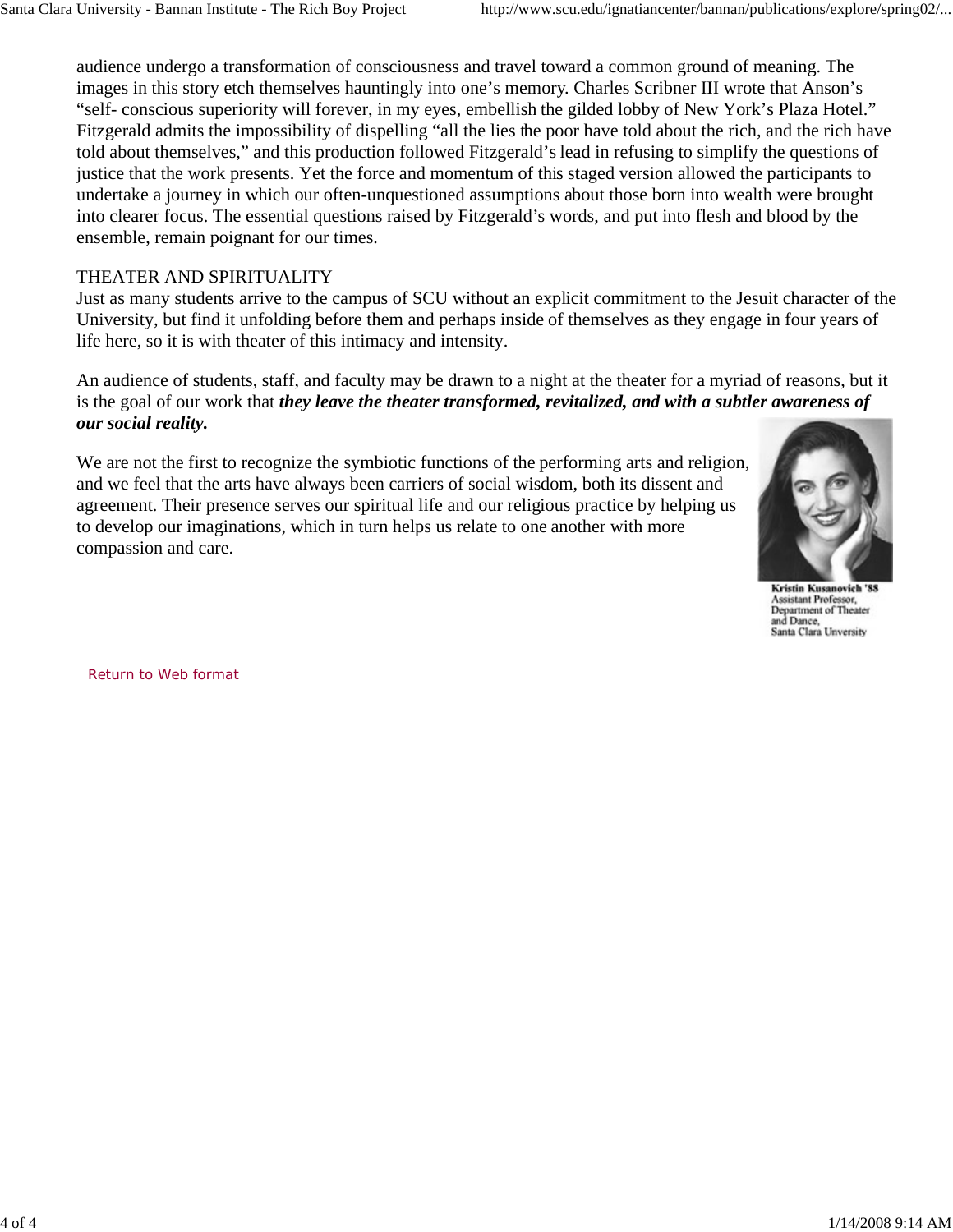audience undergo a transformation of consciousness and travel toward a common ground of meaning. The images in this story etch themselves hauntingly into one's memory. Charles Scribner III wrote that Anson's "self- conscious superiority will forever, in my eyes, embellish the gilded lobby of New York's Plaza Hotel." Fitzgerald admits the impossibility of dispelling "all the lies the poor have told about the rich, and the rich have told about themselves," and this production followed Fitzgerald's lead in refusing to simplify the questions of justice that the work presents. Yet the force and momentum of this staged version allowed the participants to undertake a journey in which our often-unquestioned assumptions about those born into wealth were brought into clearer focus. The essential questions raised by Fitzgerald's words, and put into flesh and blood by the ensemble, remain poignant for our times.

THEATER AND SPIRITUALITY

Just as many students arrive to the campus of SCU without an explicit commitment to the Jesuit character of the University, but find it unfolding before them and perhaps inside of themselves as they engage in four years of life here, so it is with theater of this intimacy and intensity.

An audience of students, staff, and faculty may be drawn to a night at the theater for a myriad of reasons, but it is the goal of our work that ***they leave the theater transformed, revitalized, and with a subtler awareness of our social reality.***

We are not the first to recognize the symbiotic functions of the performing arts and religion, and we feel that the arts have always been carriers of social wisdom, both its dissent and agreement. Their presence serves our spiritual life and our religious practice by helping us to develop our imaginations, which in turn helps us relate to one another with more compassion and care.

**Kristin Kusanovich '88**
Assistant Professor,
Department of Theater and Dance,
Santa Clara Unversity

Return to Web format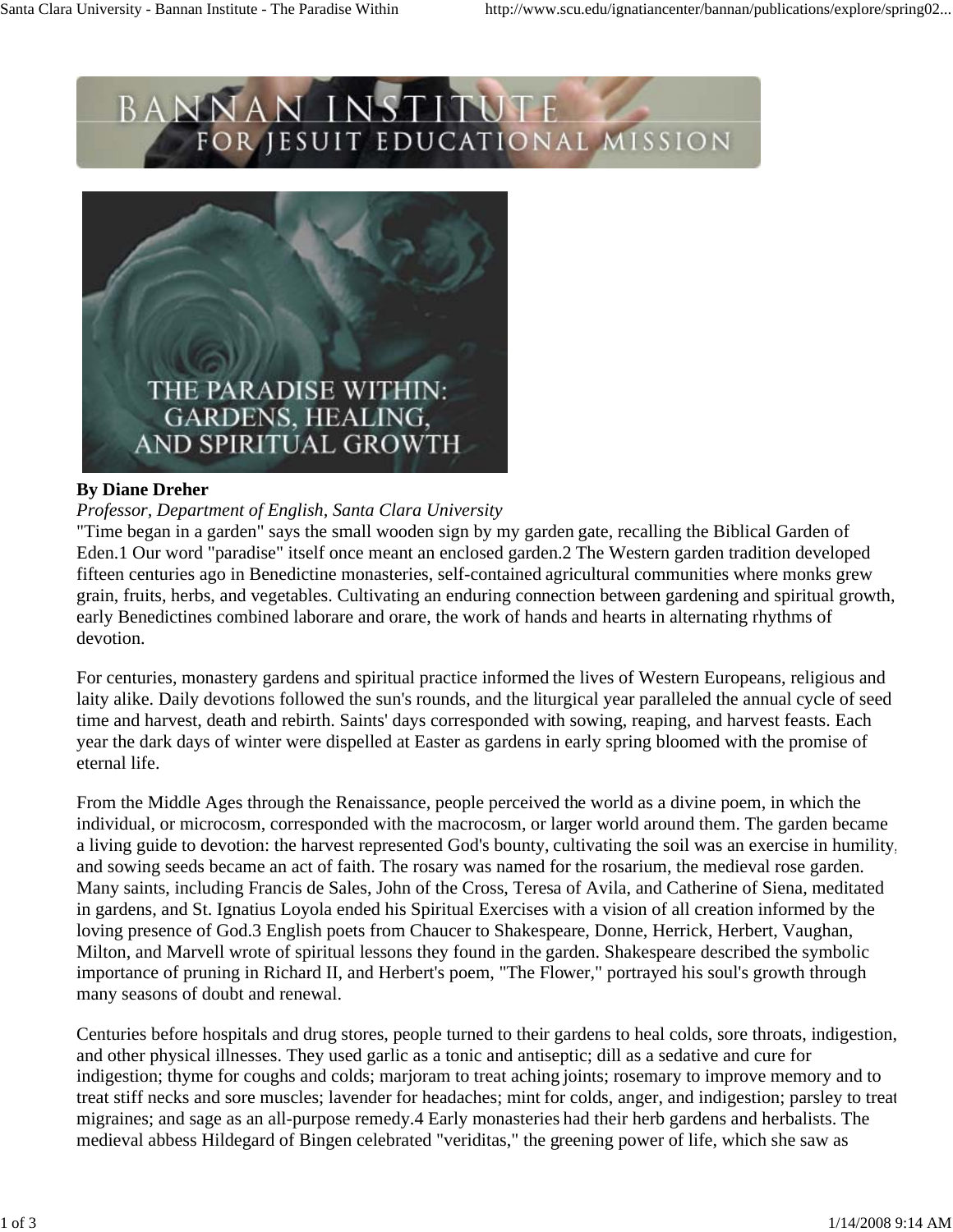# THE PARADISE WITHIN: GARDENS, HEALING, AND SPIRITUAL GROWTH

**By Diane Dreher**
*Professor, Department of English, Santa Clara University*

"Time began in a garden" says the small wooden sign by my garden gate, recalling the Biblical Garden of Eden.1 Our word "paradise" itself once meant an enclosed garden.2 The Western garden tradition developed fifteen centuries ago in Benedictine monasteries, self-contained agricultural communities where monks grew grain, fruits, herbs, and vegetables. Cultivating an enduring connection between gardening and spiritual growth, early Benedictines combined laborare and orare, the work of hands and hearts in alternating rhythms of devotion.

For centuries, monastery gardens and spiritual practice informed the lives of Western Europeans, religious and laity alike. Daily devotions followed the sun's rounds, and the liturgical year paralleled the annual cycle of seed time and harvest, death and rebirth. Saints' days corresponded with sowing, reaping, and harvest feasts. Each year the dark days of winter were dispelled at Easter as gardens in early spring bloomed with the promise of eternal life.

From the Middle Ages through the Renaissance, people perceived the world as a divine poem, in which the individual, or microcosm, corresponded with the macrocosm, or larger world around them. The garden became a living guide to devotion: the harvest represented God's bounty, cultivating the soil was an exercise in humility, and sowing seeds became an act of faith. The rosary was named for the rosarium, the medieval rose garden. Many saints, including Francis de Sales, John of the Cross, Teresa of Avila, and Catherine of Siena, meditated in gardens, and St. Ignatius Loyola ended his Spiritual Exercises with a vision of all creation informed by the loving presence of God.3 English poets from Chaucer to Shakespeare, Donne, Herrick, Herbert, Vaughan, Milton, and Marvell wrote of spiritual lessons they found in the garden. Shakespeare described the symbolic importance of pruning in Richard II, and Herbert's poem, "The Flower," portrayed his soul's growth through many seasons of doubt and renewal.

Centuries before hospitals and drug stores, people turned to their gardens to heal colds, sore throats, indigestion, and other physical illnesses. They used garlic as a tonic and antiseptic; dill as a sedative and cure for indigestion; thyme for coughs and colds; marjoram to treat aching joints; rosemary to improve memory and to treat stiff necks and sore muscles; lavender for headaches; mint for colds, anger, and indigestion; parsley to treat migraines; and sage as an all-purpose remedy.4 Early monasteries had their herb gardens and herbalists. The medieval abbess Hildegard of Bingen celebrated "veriditas," the greening power of life, which she saw as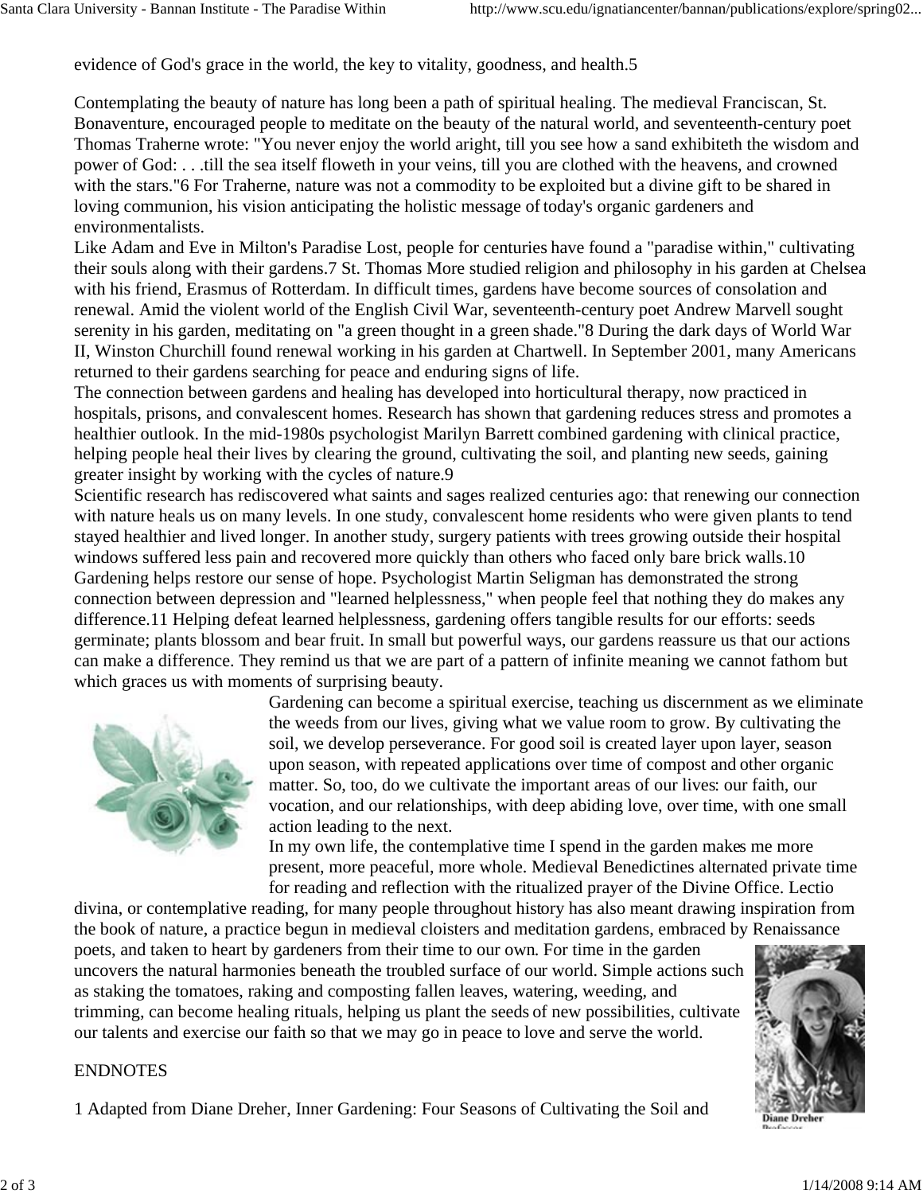evidence of God's grace in the world, the key to vitality, goodness, and health.5

Contemplating the beauty of nature has long been a path of spiritual healing. The medieval Franciscan, St. Bonaventure, encouraged people to meditate on the beauty of the natural world, and seventeenth-century poet Thomas Traherne wrote: "You never enjoy the world aright, till you see how a sand exhibiteth the wisdom and power of God: . . .till the sea itself floweth in your veins, till you are clothed with the heavens, and crowned with the stars."6 For Traherne, nature was not a commodity to be exploited but a divine gift to be shared in loving communion, his vision anticipating the holistic message of today's organic gardeners and environmentalists.

Like Adam and Eve in Milton's Paradise Lost, people for centuries have found a "paradise within," cultivating their souls along with their gardens.7 St. Thomas More studied religion and philosophy in his garden at Chelsea with his friend, Erasmus of Rotterdam. In difficult times, gardens have become sources of consolation and renewal. Amid the violent world of the English Civil War, seventeenth-century poet Andrew Marvell sought serenity in his garden, meditating on "a green thought in a green shade."8 During the dark days of World War II, Winston Churchill found renewal working in his garden at Chartwell. In September 2001, many Americans returned to their gardens searching for peace and enduring signs of life.

The connection between gardens and healing has developed into horticultural therapy, now practiced in hospitals, prisons, and convalescent homes. Research has shown that gardening reduces stress and promotes a healthier outlook. In the mid-1980s psychologist Marilyn Barrett combined gardening with clinical practice, helping people heal their lives by clearing the ground, cultivating the soil, and planting new seeds, gaining greater insight by working with the cycles of nature.9

Scientific research has rediscovered what saints and sages realized centuries ago: that renewing our connection with nature heals us on many levels. In one study, convalescent home residents who were given plants to tend stayed healthier and lived longer. In another study, surgery patients with trees growing outside their hospital windows suffered less pain and recovered more quickly than others who faced only bare brick walls.10

Gardening helps restore our sense of hope. Psychologist Martin Seligman has demonstrated the strong connection between depression and "learned helplessness," when people feel that nothing they do makes any difference.11 Helping defeat learned helplessness, gardening offers tangible results for our efforts: seeds germinate; plants blossom and bear fruit. In small but powerful ways, our gardens reassure us that our actions can make a difference. They remind us that we are part of a pattern of infinite meaning we cannot fathom but which graces us with moments of surprising beauty.

Gardening can become a spiritual exercise, teaching us discernment as we eliminate the weeds from our lives, giving what we value room to grow. By cultivating the soil, we develop perseverance. For good soil is created layer upon layer, season upon season, with repeated applications over time of compost and other organic matter. So, too, do we cultivate the important areas of our lives: our faith, our vocation, and our relationships, with deep abiding love, over time, with one small action leading to the next.

In my own life, the contemplative time I spend in the garden makes me more present, more peaceful, more whole. Medieval Benedictines alternated private time for reading and reflection with the ritualized prayer of the Divine Office. Lectio divina, or contemplative reading, for many people throughout history has also meant drawing inspiration from the book of nature, a practice begun in medieval cloisters and meditation gardens, embraced by Renaissance poets, and taken to heart by gardeners from their time to our own. For time in the garden uncovers the natural harmonies beneath the troubled surface of our world. Simple actions such as staking the tomatoes, raking and composting fallen leaves, watering, weeding, and trimming, can become healing rituals, helping us plant the seeds of new possibilities, cultivate our talents and exercise our faith so that we may go in peace to love and serve the world.

Diane Dreher

ENDNOTES

1 Adapted from Diane Dreher, Inner Gardening: Four Seasons of Cultivating the Soil and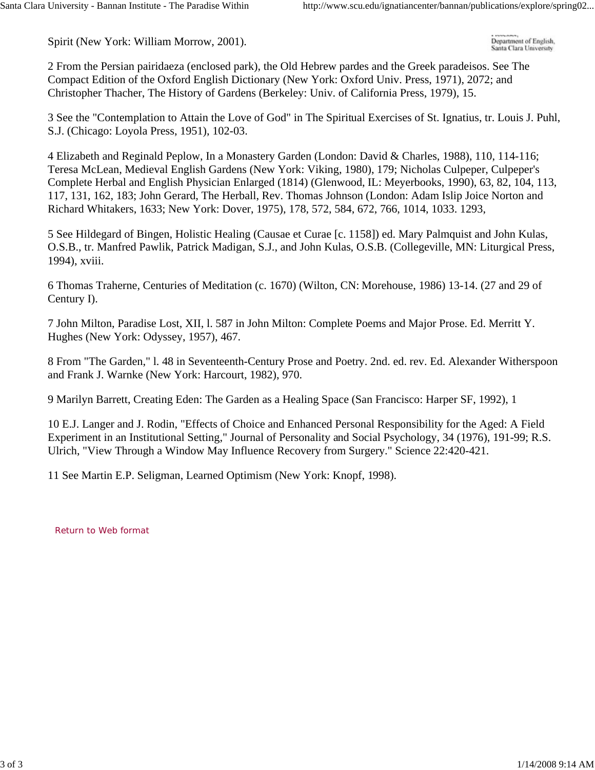Spirit (New York: William Morrow, 2001).

Department of English, Santa Clara University

2 From the Persian pairidaeza (enclosed park), the Old Hebrew pardes and the Greek paradeisos. See The Compact Edition of the Oxford English Dictionary (New York: Oxford Univ. Press, 1971), 2072; and Christopher Thacher, The History of Gardens (Berkeley: Univ. of California Press, 1979), 15.

3 See the "Contemplation to Attain the Love of God" in The Spiritual Exercises of St. Ignatius, tr. Louis J. Puhl, S.J. (Chicago: Loyola Press, 1951), 102-03.

4 Elizabeth and Reginald Peplow, In a Monastery Garden (London: David & Charles, 1988), 110, 114-116; Teresa McLean, Medieval English Gardens (New York: Viking, 1980), 179; Nicholas Culpeper, Culpeper's Complete Herbal and English Physician Enlarged (1814) (Glenwood, IL: Meyerbooks, 1990), 63, 82, 104, 113, 117, 131, 162, 183; John Gerard, The Herball, Rev. Thomas Johnson (London: Adam Islip Joice Norton and Richard Whitakers, 1633; New York: Dover, 1975), 178, 572, 584, 672, 766, 1014, 1033. 1293,

5 See Hildegard of Bingen, Holistic Healing (Causae et Curae [c. 1158]) ed. Mary Palmquist and John Kulas, O.S.B., tr. Manfred Pawlik, Patrick Madigan, S.J., and John Kulas, O.S.B. (Collegeville, MN: Liturgical Press, 1994), xviii.

6 Thomas Traherne, Centuries of Meditation (c. 1670) (Wilton, CN: Morehouse, 1986) 13-14. (27 and 29 of Century I).

7 John Milton, Paradise Lost, XII, l. 587 in John Milton: Complete Poems and Major Prose. Ed. Merritt Y. Hughes (New York: Odyssey, 1957), 467.

8 From "The Garden," l. 48 in Seventeenth-Century Prose and Poetry. 2nd. ed. rev. Ed. Alexander Witherspoon and Frank J. Warnke (New York: Harcourt, 1982), 970.

9 Marilyn Barrett, Creating Eden: The Garden as a Healing Space (San Francisco: Harper SF, 1992), 1

10 E.J. Langer and J. Rodin, "Effects of Choice and Enhanced Personal Responsibility for the Aged: A Field Experiment in an Institutional Setting," Journal of Personality and Social Psychology, 34 (1976), 191-99; R.S. Ulrich, "View Through a Window May Influence Recovery from Surgery." Science 22:420-421.

11 See Martin E.P. Seligman, Learned Optimism (New York: Knopf, 1998).

Return to Web format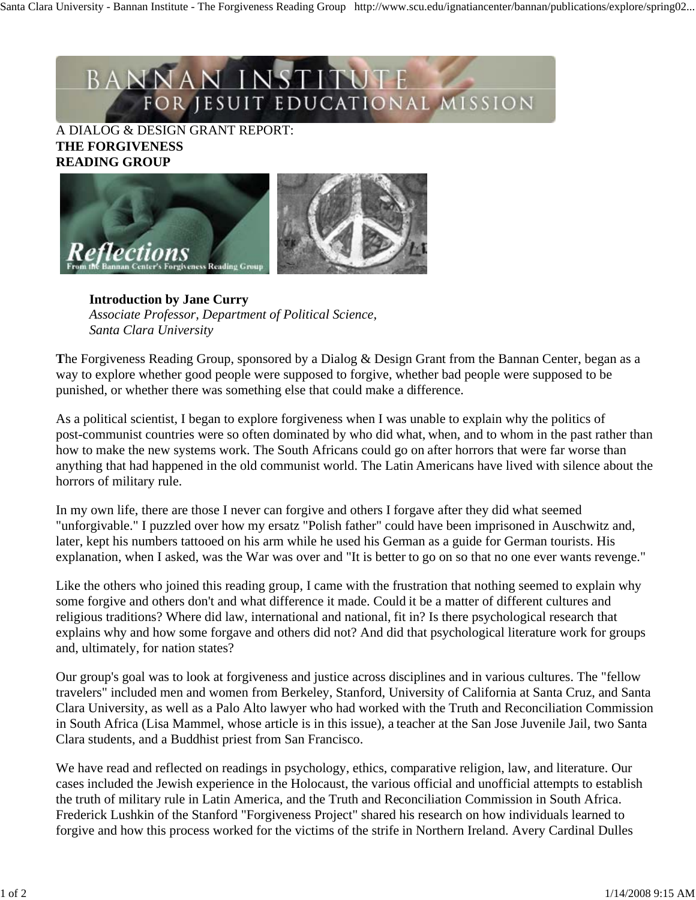A DIALOG & DESIGN GRANT REPORT:
**THE FORGIVENESS READING GROUP**

**Introduction by Jane Curry**
*Associate Professor, Department of Political Science, Santa Clara University*

The Forgiveness Reading Group, sponsored by a Dialog & Design Grant from the Bannan Center, began as a way to explore whether good people were supposed to forgive, whether bad people were supposed to be punished, or whether there was something else that could make a difference.

As a political scientist, I began to explore forgiveness when I was unable to explain why the politics of post-communist countries were so often dominated by who did what, when, and to whom in the past rather than how to make the new systems work. The South Africans could go on after horrors that were far worse than anything that had happened in the old communist world. The Latin Americans have lived with silence about the horrors of military rule.

In my own life, there are those I never can forgive and others I forgave after they did what seemed "unforgivable." I puzzled over how my ersatz "Polish father" could have been imprisoned in Auschwitz and, later, kept his numbers tattooed on his arm while he used his German as a guide for German tourists. His explanation, when I asked, was the War was over and "It is better to go on so that no one ever wants revenge."

Like the others who joined this reading group, I came with the frustration that nothing seemed to explain why some forgive and others don't and what difference it made. Could it be a matter of different cultures and religious traditions? Where did law, international and national, fit in? Is there psychological research that explains why and how some forgave and others did not? And did that psychological literature work for groups and, ultimately, for nation states?

Our group's goal was to look at forgiveness and justice across disciplines and in various cultures. The "fellow travelers" included men and women from Berkeley, Stanford, University of California at Santa Cruz, and Santa Clara University, as well as a Palo Alto lawyer who had worked with the Truth and Reconciliation Commission in South Africa (Lisa Mammel, whose article is in this issue), a teacher at the San Jose Juvenile Jail, two Santa Clara students, and a Buddhist priest from San Francisco.

We have read and reflected on readings in psychology, ethics, comparative religion, law, and literature. Our cases included the Jewish experience in the Holocaust, the various official and unofficial attempts to establish the truth of military rule in Latin America, and the Truth and Reconciliation Commission in South Africa. Frederick Lushkin of the Stanford "Forgiveness Project" shared his research on how individuals learned to forgive and how this process worked for the victims of the strife in Northern Ireland. Avery Cardinal Dulles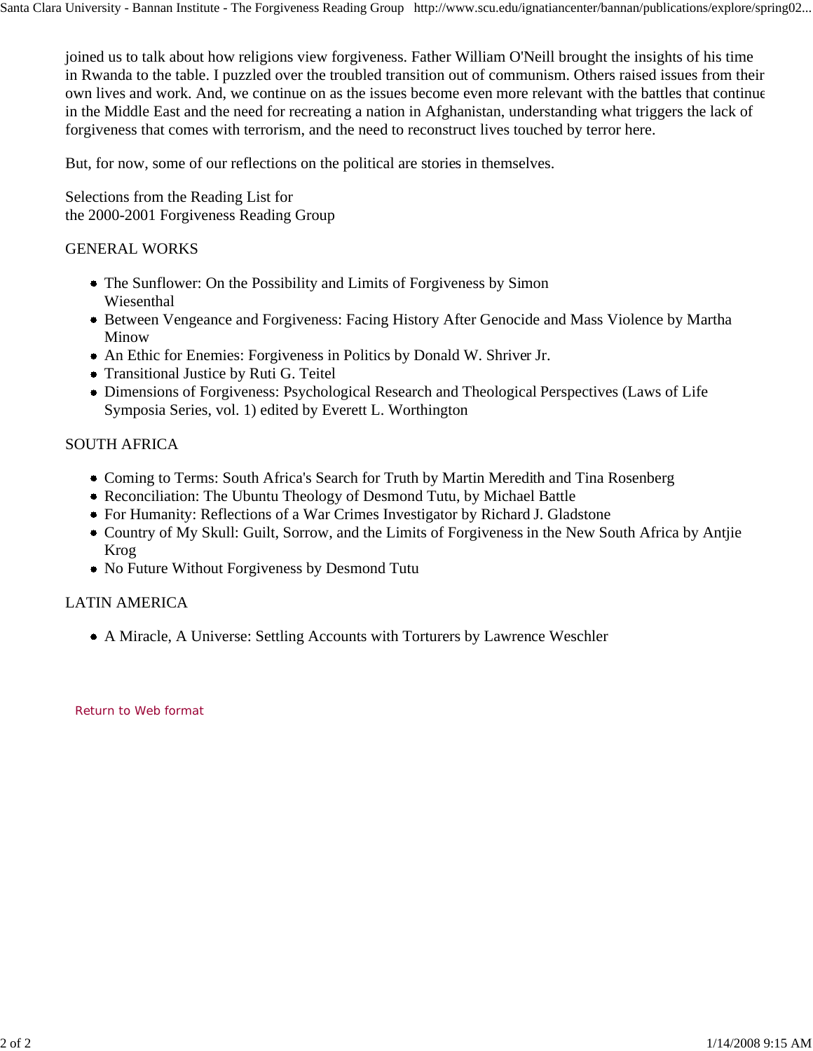joined us to talk about how religions view forgiveness. Father William O'Neill brought the insights of his time in Rwanda to the table. I puzzled over the troubled transition out of communism. Others raised issues from their own lives and work. And, we continue on as the issues become even more relevant with the battles that continue in the Middle East and the need for recreating a nation in Afghanistan, understanding what triggers the lack of forgiveness that comes with terrorism, and the need to reconstruct lives touched by terror here.

But, for now, some of our reflections on the political are stories in themselves.

Selections from the Reading List for
the 2000-2001 Forgiveness Reading Group

GENERAL WORKS

- The Sunflower: On the Possibility and Limits of Forgiveness by Simon Wiesenthal
- Between Vengeance and Forgiveness: Facing History After Genocide and Mass Violence by Martha Minow
- An Ethic for Enemies: Forgiveness in Politics by Donald W. Shriver Jr.
- Transitional Justice by Ruti G. Teitel
- Dimensions of Forgiveness: Psychological Research and Theological Perspectives (Laws of Life Symposia Series, vol. 1) edited by Everett L. Worthington

SOUTH AFRICA

- Coming to Terms: South Africa's Search for Truth by Martin Meredith and Tina Rosenberg
- Reconciliation: The Ubuntu Theology of Desmond Tutu, by Michael Battle
- For Humanity: Reflections of a War Crimes Investigator by Richard J. Gladstone
- Country of My Skull: Guilt, Sorrow, and the Limits of Forgiveness in the New South Africa by Antjie Krog
- No Future Without Forgiveness by Desmond Tutu

LATIN AMERICA

- A Miracle, A Universe: Settling Accounts with Torturers by Lawrence Weschler

Return to Web format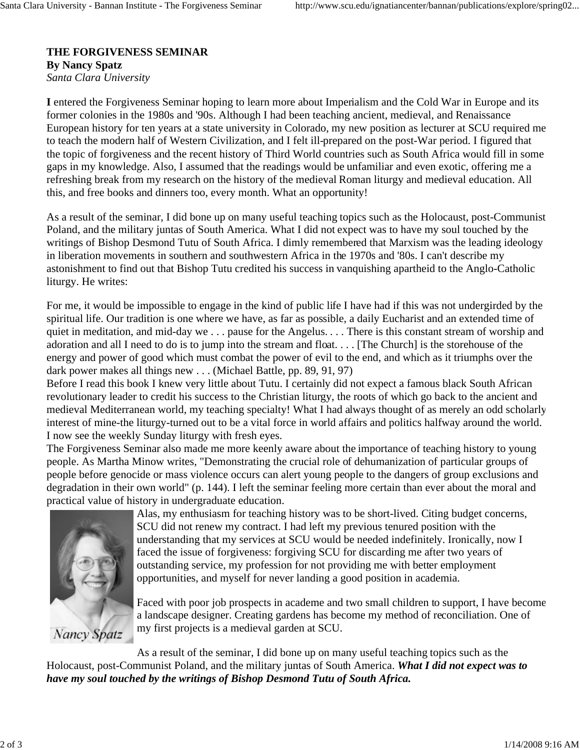**THE FORGIVENESS SEMINAR**
**By Nancy Spatz**
*Santa Clara University*

**I** entered the Forgiveness Seminar hoping to learn more about Imperialism and the Cold War in Europe and its former colonies in the 1980s and '90s. Although I had been teaching ancient, medieval, and Renaissance European history for ten years at a state university in Colorado, my new position as lecturer at SCU required me to teach the modern half of Western Civilization, and I felt ill-prepared on the post-War period. I figured that the topic of forgiveness and the recent history of Third World countries such as South Africa would fill in some gaps in my knowledge. Also, I assumed that the readings would be unfamiliar and even exotic, offering me a refreshing break from my research on the history of the medieval Roman liturgy and medieval education. All this, and free books and dinners too, every month. What an opportunity!

As a result of the seminar, I did bone up on many useful teaching topics such as the Holocaust, post-Communist Poland, and the military juntas of South America. What I did not expect was to have my soul touched by the writings of Bishop Desmond Tutu of South Africa. I dimly remembered that Marxism was the leading ideology in liberation movements in southern and southwestern Africa in the 1970s and '80s. I can't describe my astonishment to find out that Bishop Tutu credited his success in vanquishing apartheid to the Anglo-Catholic liturgy. He writes:

For me, it would be impossible to engage in the kind of public life I have had if this was not undergirded by the spiritual life. Our tradition is one where we have, as far as possible, a daily Eucharist and an extended time of quiet in meditation, and mid-day we . . . pause for the Angelus. . . . There is this constant stream of worship and adoration and all I need to do is to jump into the stream and float. . . . [The Church] is the storehouse of the energy and power of good which must combat the power of evil to the end, and which as it triumphs over the dark power makes all things new . . . (Michael Battle, pp. 89, 91, 97)

Before I read this book I knew very little about Tutu. I certainly did not expect a famous black South African revolutionary leader to credit his success to the Christian liturgy, the roots of which go back to the ancient and medieval Mediterranean world, my teaching specialty! What I had always thought of as merely an odd scholarly interest of mine-the liturgy-turned out to be a vital force in world affairs and politics halfway around the world. I now see the weekly Sunday liturgy with fresh eyes.

The Forgiveness Seminar also made me more keenly aware about the importance of teaching history to young people. As Martha Minow writes, "Demonstrating the crucial role of dehumanization of particular groups of people before genocide or mass violence occurs can alert young people to the dangers of group exclusions and degradation in their own world" (p. 144). I left the seminar feeling more certain than ever about the moral and practical value of history in undergraduate education.

Nancy Spatz

Alas, my enthusiasm for teaching history was to be short-lived. Citing budget concerns, SCU did not renew my contract. I had left my previous tenured position with the understanding that my services at SCU would be needed indefinitely. Ironically, now I faced the issue of forgiveness: forgiving SCU for discarding me after two years of outstanding service, my profession for not providing me with better employment opportunities, and myself for never landing a good position in academia.

Faced with poor job prospects in academe and two small children to support, I have become a landscape designer. Creating gardens has become my method of reconciliation. One of my first projects is a medieval garden at SCU.

As a result of the seminar, I did bone up on many useful teaching topics such as the Holocaust, post-Communist Poland, and the military juntas of South America. ***What I did not expect was to have my soul touched by the writings of Bishop Desmond Tutu of South Africa.***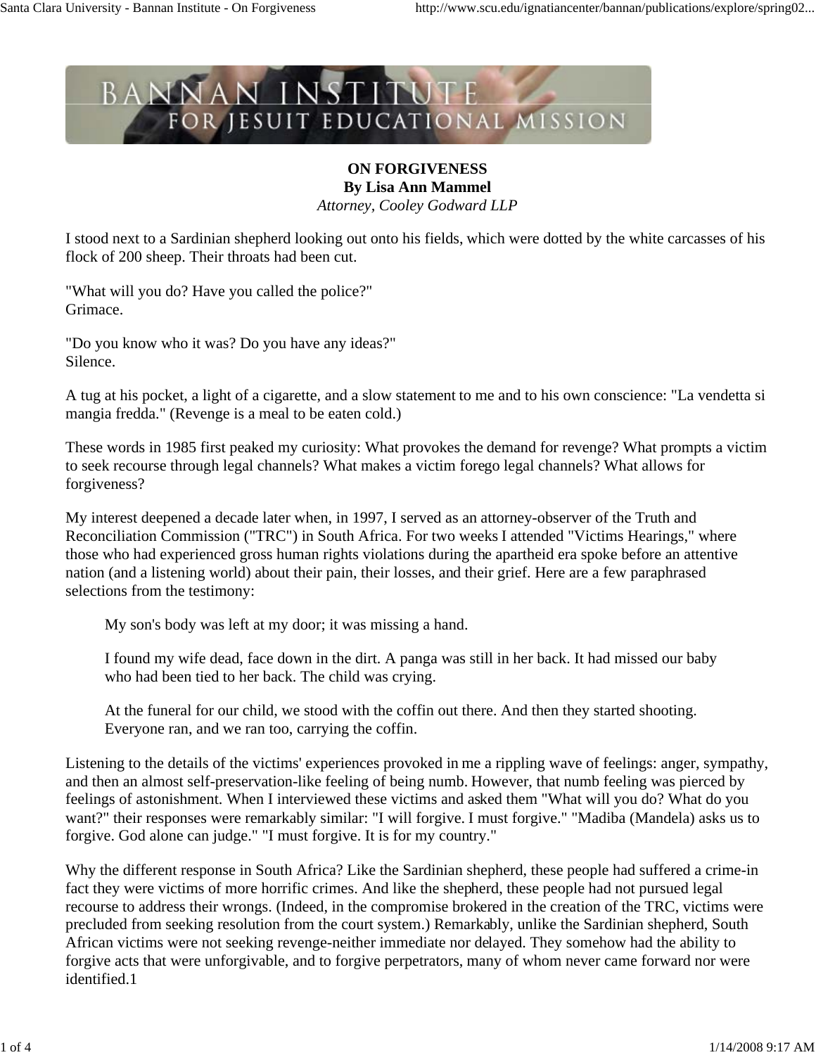**ON FORGIVENESS**
**By Lisa Ann Mammel**
*Attorney, Cooley Godward LLP*

I stood next to a Sardinian shepherd looking out onto his fields, which were dotted by the white carcasses of his flock of 200 sheep. Their throats had been cut.

"What will you do? Have you called the police?"
Grimace.

"Do you know who it was? Do you have any ideas?"
Silence.

A tug at his pocket, a light of a cigarette, and a slow statement to me and to his own conscience: "La vendetta si mangia fredda." (Revenge is a meal to be eaten cold.)

These words in 1985 first peaked my curiosity: What provokes the demand for revenge? What prompts a victim to seek recourse through legal channels? What makes a victim forego legal channels? What allows for forgiveness?

My interest deepened a decade later when, in 1997, I served as an attorney-observer of the Truth and Reconciliation Commission ("TRC") in South Africa. For two weeks I attended "Victims Hearings," where those who had experienced gross human rights violations during the apartheid era spoke before an attentive nation (and a listening world) about their pain, their losses, and their grief. Here are a few paraphrased selections from the testimony:

> My son's body was left at my door; it was missing a hand.
>
> I found my wife dead, face down in the dirt. A panga was still in her back. It had missed our baby who had been tied to her back. The child was crying.
>
> At the funeral for our child, we stood with the coffin out there. And then they started shooting. Everyone ran, and we ran too, carrying the coffin.

Listening to the details of the victims' experiences provoked in me a rippling wave of feelings: anger, sympathy, and then an almost self-preservation-like feeling of being numb. However, that numb feeling was pierced by feelings of astonishment. When I interviewed these victims and asked them "What will you do? What do you want?" their responses were remarkably similar: "I will forgive. I must forgive." "Madiba (Mandela) asks us to forgive. God alone can judge." "I must forgive. It is for my country."

Why the different response in South Africa? Like the Sardinian shepherd, these people had suffered a crime-in fact they were victims of more horrific crimes. And like the shepherd, these people had not pursued legal recourse to address their wrongs. (Indeed, in the compromise brokered in the creation of the TRC, victims were precluded from seeking resolution from the court system.) Remarkably, unlike the Sardinian shepherd, South African victims were not seeking revenge-neither immediate nor delayed. They somehow had the ability to forgive acts that were unforgivable, and to forgive perpetrators, many of whom never came forward nor were identified.[1]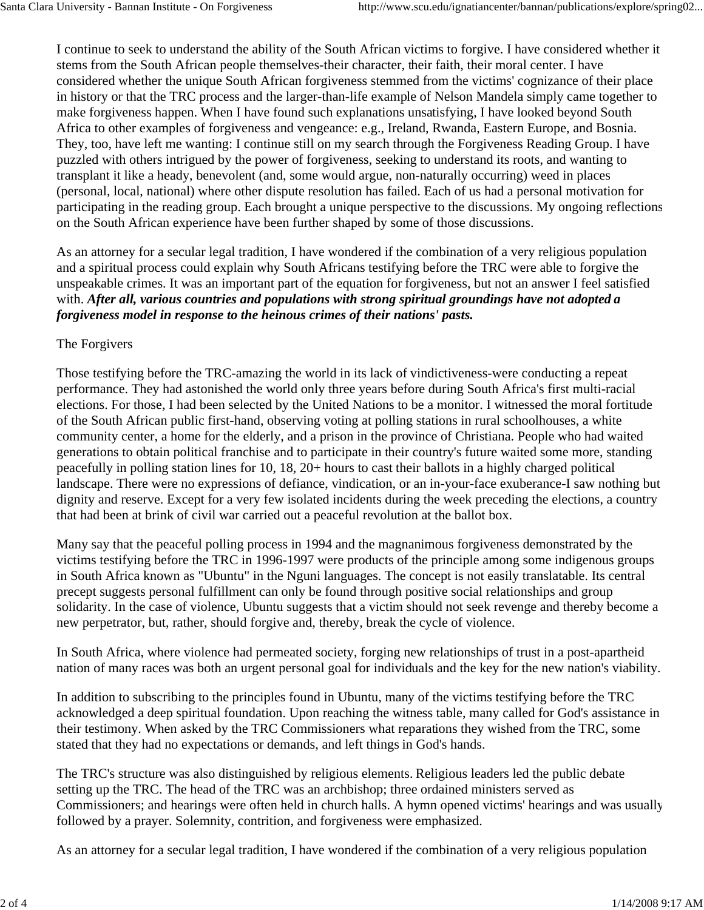I continue to seek to understand the ability of the South African victims to forgive. I have considered whether it stems from the South African people themselves-their character, their faith, their moral center. I have considered whether the unique South African forgiveness stemmed from the victims' cognizance of their place in history or that the TRC process and the larger-than-life example of Nelson Mandela simply came together to make forgiveness happen. When I have found such explanations unsatisfying, I have looked beyond South Africa to other examples of forgiveness and vengeance: e.g., Ireland, Rwanda, Eastern Europe, and Bosnia. They, too, have left me wanting: I continue still on my search through the Forgiveness Reading Group. I have puzzled with others intrigued by the power of forgiveness, seeking to understand its roots, and wanting to transplant it like a heady, benevolent (and, some would argue, non-naturally occurring) weed in places (personal, local, national) where other dispute resolution has failed. Each of us had a personal motivation for participating in the reading group. Each brought a unique perspective to the discussions. My ongoing reflections on the South African experience have been further shaped by some of those discussions.

As an attorney for a secular legal tradition, I have wondered if the combination of a very religious population and a spiritual process could explain why South Africans testifying before the TRC were able to forgive the unspeakable crimes. It was an important part of the equation for forgiveness, but not an answer I feel satisfied with. ***After all, various countries and populations with strong spiritual groundings have not adopted a forgiveness model in response to the heinous crimes of their nations' pasts.***

The Forgivers

Those testifying before the TRC-amazing the world in its lack of vindictiveness-were conducting a repeat performance. They had astonished the world only three years before during South Africa's first multi-racial elections. For those, I had been selected by the United Nations to be a monitor. I witnessed the moral fortitude of the South African public first-hand, observing voting at polling stations in rural schoolhouses, a white community center, a home for the elderly, and a prison in the province of Christiana. People who had waited generations to obtain political franchise and to participate in their country's future waited some more, standing peacefully in polling station lines for 10, 18, 20+ hours to cast their ballots in a highly charged political landscape. There were no expressions of defiance, vindication, or an in-your-face exuberance-I saw nothing but dignity and reserve. Except for a very few isolated incidents during the week preceding the elections, a country that had been at brink of civil war carried out a peaceful revolution at the ballot box.

Many say that the peaceful polling process in 1994 and the magnanimous forgiveness demonstrated by the victims testifying before the TRC in 1996-1997 were products of the principle among some indigenous groups in South Africa known as "Ubuntu" in the Nguni languages. The concept is not easily translatable. Its central precept suggests personal fulfillment can only be found through positive social relationships and group solidarity. In the case of violence, Ubuntu suggests that a victim should not seek revenge and thereby become a new perpetrator, but, rather, should forgive and, thereby, break the cycle of violence.

In South Africa, where violence had permeated society, forging new relationships of trust in a post-apartheid nation of many races was both an urgent personal goal for individuals and the key for the new nation's viability.

In addition to subscribing to the principles found in Ubuntu, many of the victims testifying before the TRC acknowledged a deep spiritual foundation. Upon reaching the witness table, many called for God's assistance in their testimony. When asked by the TRC Commissioners what reparations they wished from the TRC, some stated that they had no expectations or demands, and left things in God's hands.

The TRC's structure was also distinguished by religious elements. Religious leaders led the public debate setting up the TRC. The head of the TRC was an archbishop; three ordained ministers served as Commissioners; and hearings were often held in church halls. A hymn opened victims' hearings and was usually followed by a prayer. Solemnity, contrition, and forgiveness were emphasized.

As an attorney for a secular legal tradition, I have wondered if the combination of a very religious population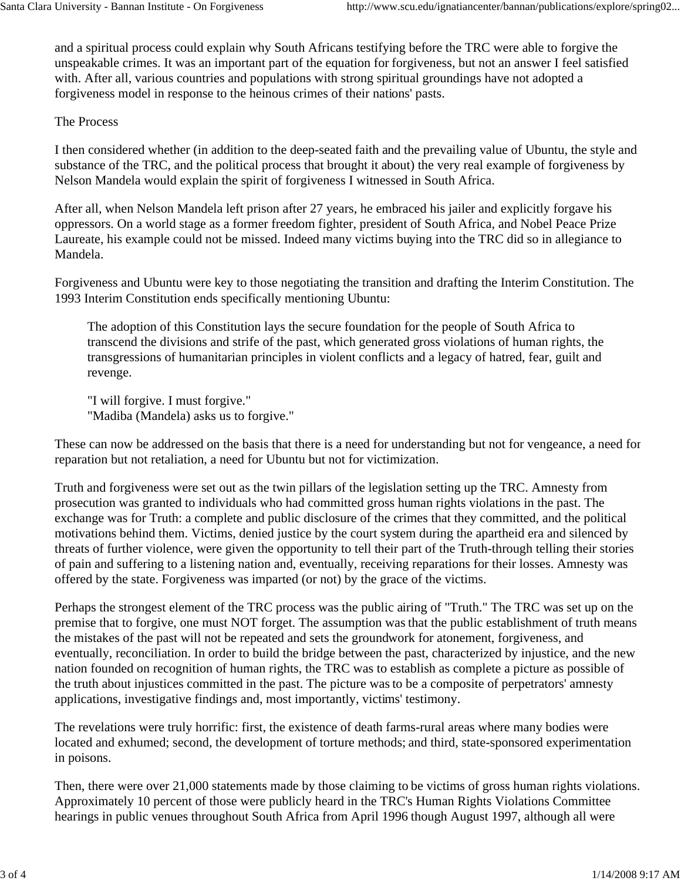and a spiritual process could explain why South Africans testifying before the TRC were able to forgive the unspeakable crimes. It was an important part of the equation for forgiveness, but not an answer I feel satisfied with. After all, various countries and populations with strong spiritual groundings have not adopted a forgiveness model in response to the heinous crimes of their nations' pasts.

The Process

I then considered whether (in addition to the deep-seated faith and the prevailing value of Ubuntu, the style and substance of the TRC, and the political process that brought it about) the very real example of forgiveness by Nelson Mandela would explain the spirit of forgiveness I witnessed in South Africa.

After all, when Nelson Mandela left prison after 27 years, he embraced his jailer and explicitly forgave his oppressors. On a world stage as a former freedom fighter, president of South Africa, and Nobel Peace Prize Laureate, his example could not be missed. Indeed many victims buying into the TRC did so in allegiance to Mandela.

Forgiveness and Ubuntu were key to those negotiating the transition and drafting the Interim Constitution. The 1993 Interim Constitution ends specifically mentioning Ubuntu:

> The adoption of this Constitution lays the secure foundation for the people of South Africa to transcend the divisions and strife of the past, which generated gross violations of human rights, the transgressions of humanitarian principles in violent conflicts and a legacy of hatred, fear, guilt and revenge.
>
> "I will forgive. I must forgive."
> "Madiba (Mandela) asks us to forgive."

These can now be addressed on the basis that there is a need for understanding but not for vengeance, a need for reparation but not retaliation, a need for Ubuntu but not for victimization.

Truth and forgiveness were set out as the twin pillars of the legislation setting up the TRC. Amnesty from prosecution was granted to individuals who had committed gross human rights violations in the past. The exchange was for Truth: a complete and public disclosure of the crimes that they committed, and the political motivations behind them. Victims, denied justice by the court system during the apartheid era and silenced by threats of further violence, were given the opportunity to tell their part of the Truth-through telling their stories of pain and suffering to a listening nation and, eventually, receiving reparations for their losses. Amnesty was offered by the state. Forgiveness was imparted (or not) by the grace of the victims.

Perhaps the strongest element of the TRC process was the public airing of "Truth." The TRC was set up on the premise that to forgive, one must NOT forget. The assumption was that the public establishment of truth means the mistakes of the past will not be repeated and sets the groundwork for atonement, forgiveness, and eventually, reconciliation. In order to build the bridge between the past, characterized by injustice, and the new nation founded on recognition of human rights, the TRC was to establish as complete a picture as possible of the truth about injustices committed in the past. The picture was to be a composite of perpetrators' amnesty applications, investigative findings and, most importantly, victims' testimony.

The revelations were truly horrific: first, the existence of death farms-rural areas where many bodies were located and exhumed; second, the development of torture methods; and third, state-sponsored experimentation in poisons.

Then, there were over 21,000 statements made by those claiming to be victims of gross human rights violations. Approximately 10 percent of those were publicly heard in the TRC's Human Rights Violations Committee hearings in public venues throughout South Africa from April 1996 though August 1997, although all were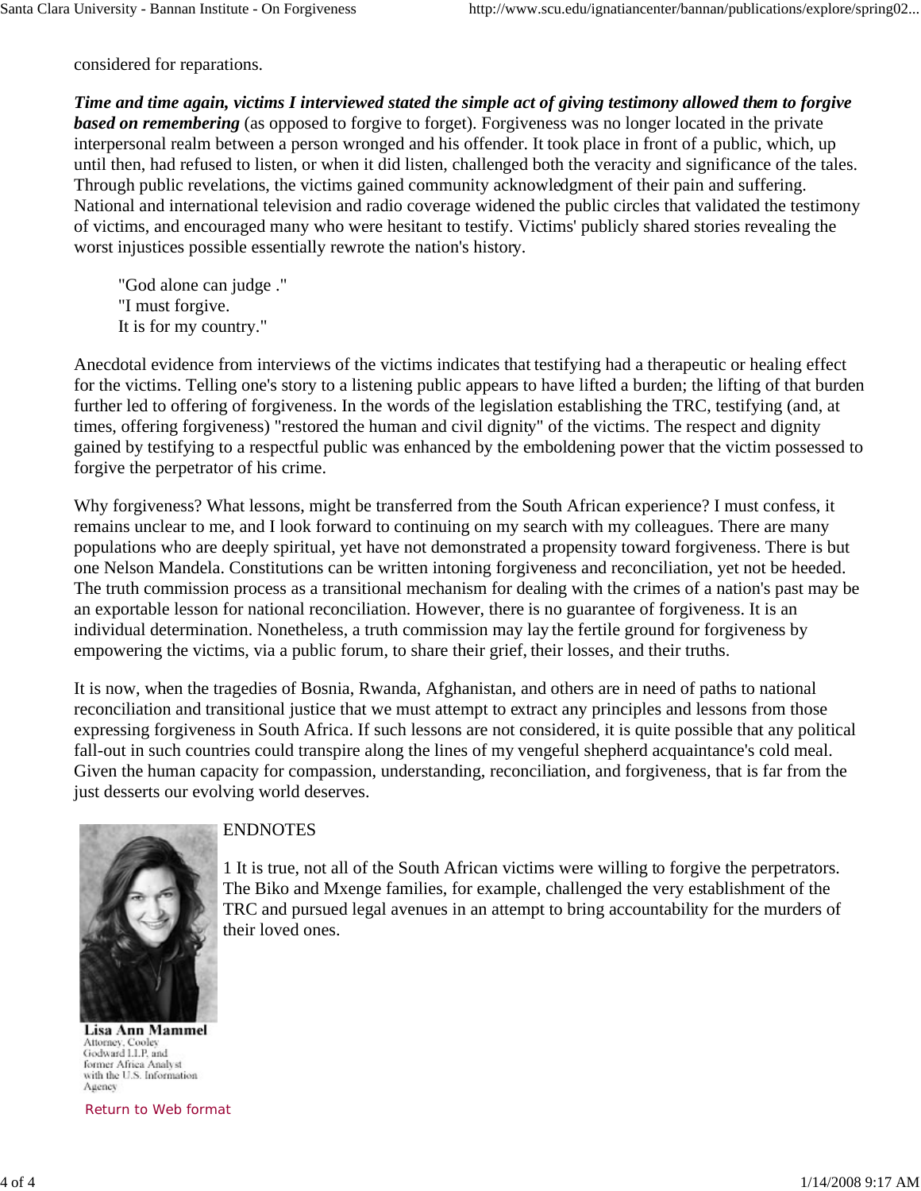considered for reparations.

***Time and time again, victims I interviewed stated the simple act of giving testimony allowed them to forgive based on remembering*** (as opposed to forgive to forget). Forgiveness was no longer located in the private interpersonal realm between a person wronged and his offender. It took place in front of a public, which, up until then, had refused to listen, or when it did listen, challenged both the veracity and significance of the tales. Through public revelations, the victims gained community acknowledgment of their pain and suffering. National and international television and radio coverage widened the public circles that validated the testimony of victims, and encouraged many who were hesitant to testify. Victims' publicly shared stories revealing the worst injustices possible essentially rewrote the nation's history.

> "God alone can judge ."
> "I must forgive.
> It is for my country."

Anecdotal evidence from interviews of the victims indicates that testifying had a therapeutic or healing effect for the victims. Telling one's story to a listening public appears to have lifted a burden; the lifting of that burden further led to offering of forgiveness. In the words of the legislation establishing the TRC, testifying (and, at times, offering forgiveness) "restored the human and civil dignity" of the victims. The respect and dignity gained by testifying to a respectful public was enhanced by the emboldening power that the victim possessed to forgive the perpetrator of his crime.

Why forgiveness? What lessons, might be transferred from the South African experience? I must confess, it remains unclear to me, and I look forward to continuing on my search with my colleagues. There are many populations who are deeply spiritual, yet have not demonstrated a propensity toward forgiveness. There is but one Nelson Mandela. Constitutions can be written intoning forgiveness and reconciliation, yet not be heeded. The truth commission process as a transitional mechanism for dealing with the crimes of a nation's past may be an exportable lesson for national reconciliation. However, there is no guarantee of forgiveness. It is an individual determination. Nonetheless, a truth commission may lay the fertile ground for forgiveness by empowering the victims, via a public forum, to share their grief, their losses, and their truths.

It is now, when the tragedies of Bosnia, Rwanda, Afghanistan, and others are in need of paths to national reconciliation and transitional justice that we must attempt to extract any principles and lessons from those expressing forgiveness in South Africa. If such lessons are not considered, it is quite possible that any political fall-out in such countries could transpire along the lines of my vengeful shepherd acquaintance's cold meal. Given the human capacity for compassion, understanding, reconciliation, and forgiveness, that is far from the just desserts our evolving world deserves.

**Lisa Ann Mammel**
Attorney, Cooley Godward LLP, and former Africa Analyst with the U.S. Information Agency

ENDNOTES

1 It is true, not all of the South African victims were willing to forgive the perpetrators. The Biko and Mxenge families, for example, challenged the very establishment of the TRC and pursued legal avenues in an attempt to bring accountability for the murders of their loved ones.

Return to Web format